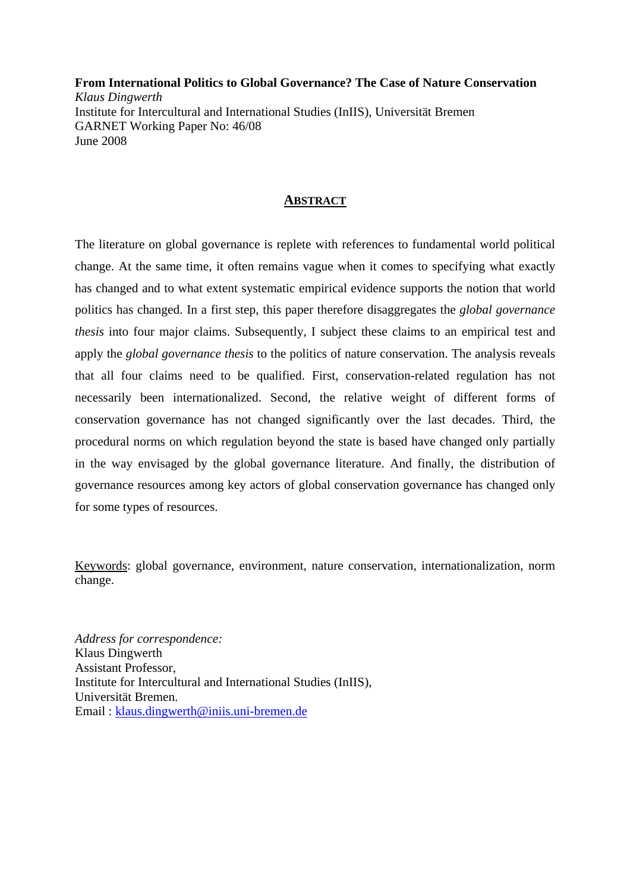**From International Politics to Global Governance? The Case of Nature Conservation**
*Klaus Dingwerth*
Institute for Intercultural and International Studies (InIIS), Universität Bremen
GARNET Working Paper No: 46/08
June 2008

## ABSTRACT

The literature on global governance is replete with references to fundamental world political change. At the same time, it often remains vague when it comes to specifying what exactly has changed and to what extent systematic empirical evidence supports the notion that world politics has changed. In a first step, this paper therefore disaggregates the *global governance thesis* into four major claims. Subsequently, I subject these claims to an empirical test and apply the *global governance thesis* to the politics of nature conservation. The analysis reveals that all four claims need to be qualified. First, conservation-related regulation has not necessarily been internationalized. Second, the relative weight of different forms of conservation governance has not changed significantly over the last decades. Third, the procedural norms on which regulation beyond the state is based have changed only partially in the way envisaged by the global governance literature. And finally, the distribution of governance resources among key actors of global conservation governance has changed only for some types of resources.

Keywords: global governance, environment, nature conservation, internationalization, norm change.

*Address for correspondence:*
Klaus Dingwerth
Assistant Professor,
Institute for Intercultural and International Studies (InIIS),
Universität Bremen.
Email : klaus.dingwerth@iniis.uni-bremen.de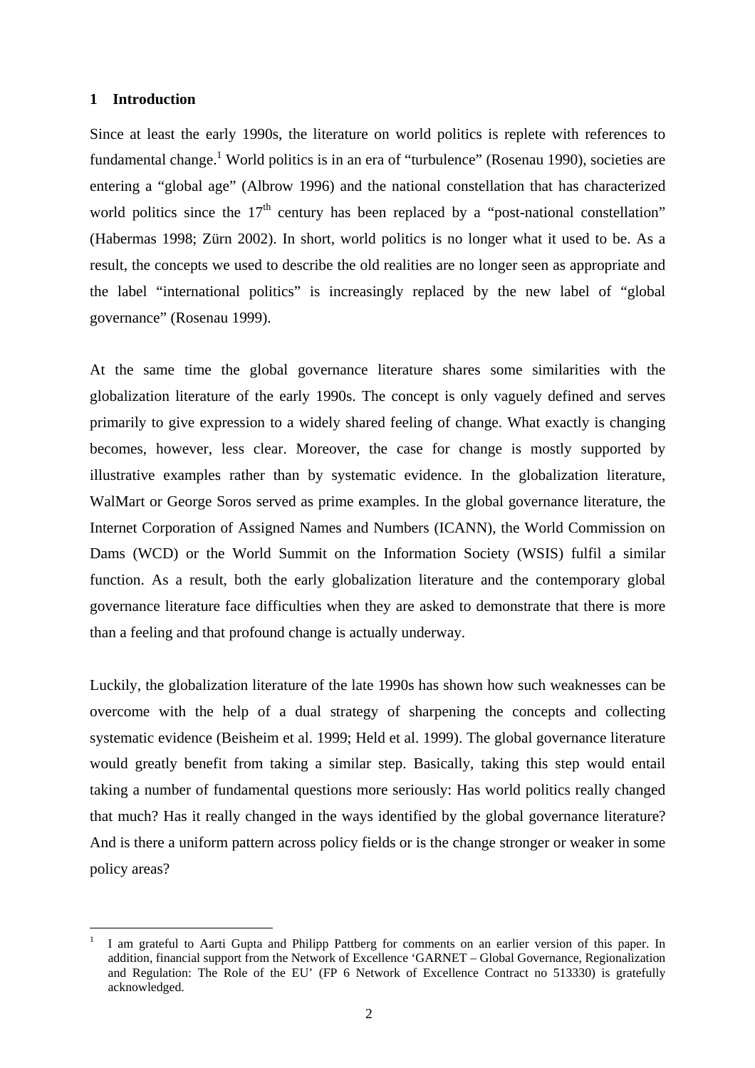## 1 Introduction

Since at least the early 1990s, the literature on world politics is replete with references to fundamental change.[1] World politics is in an era of "turbulence" (Rosenau 1990), societies are entering a "global age" (Albrow 1996) and the national constellation that has characterized world politics since the 17$^{th}$ century has been replaced by a "post-national constellation" (Habermas 1998; Zürn 2002). In short, world politics is no longer what it used to be. As a result, the concepts we used to describe the old realities are no longer seen as appropriate and the label "international politics" is increasingly replaced by the new label of "global governance" (Rosenau 1999).

At the same time the global governance literature shares some similarities with the globalization literature of the early 1990s. The concept is only vaguely defined and serves primarily to give expression to a widely shared feeling of change. What exactly is changing becomes, however, less clear. Moreover, the case for change is mostly supported by illustrative examples rather than by systematic evidence. In the globalization literature, WalMart or George Soros served as prime examples. In the global governance literature, the Internet Corporation of Assigned Names and Numbers (ICANN), the World Commission on Dams (WCD) or the World Summit on the Information Society (WSIS) fulfil a similar function. As a result, both the early globalization literature and the contemporary global governance literature face difficulties when they are asked to demonstrate that there is more than a feeling and that profound change is actually underway.

Luckily, the globalization literature of the late 1990s has shown how such weaknesses can be overcome with the help of a dual strategy of sharpening the concepts and collecting systematic evidence (Beisheim et al. 1999; Held et al. 1999). The global governance literature would greatly benefit from taking a similar step. Basically, taking this step would entail taking a number of fundamental questions more seriously: Has world politics really changed that much? Has it really changed in the ways identified by the global governance literature? And is there a uniform pattern across policy fields or is the change stronger or weaker in some policy areas?

---

[1] I am grateful to Aarti Gupta and Philipp Pattberg for comments on an earlier version of this paper. In addition, financial support from the Network of Excellence 'GARNET – Global Governance, Regionalization and Regulation: The Role of the EU' (FP 6 Network of Excellence Contract no 513330) is gratefully acknowledged.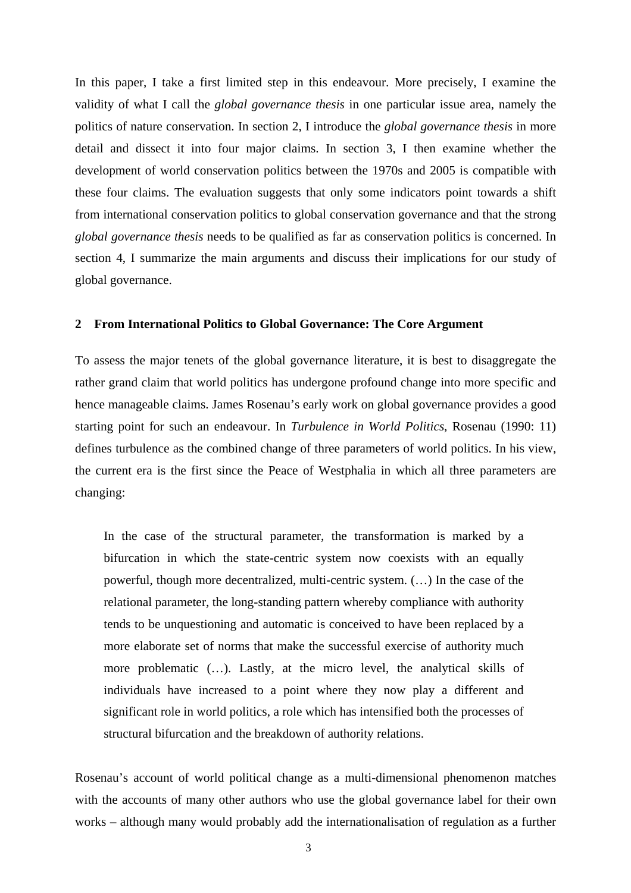In this paper, I take a first limited step in this endeavour. More precisely, I examine the validity of what I call the *global governance thesis* in one particular issue area, namely the politics of nature conservation. In section 2, I introduce the *global governance thesis* in more detail and dissect it into four major claims. In section 3, I then examine whether the development of world conservation politics between the 1970s and 2005 is compatible with these four claims. The evaluation suggests that only some indicators point towards a shift from international conservation politics to global conservation governance and that the strong *global governance thesis* needs to be qualified as far as conservation politics is concerned. In section 4, I summarize the main arguments and discuss their implications for our study of global governance.

## 2 From International Politics to Global Governance: The Core Argument

To assess the major tenets of the global governance literature, it is best to disaggregate the rather grand claim that world politics has undergone profound change into more specific and hence manageable claims. James Rosenau's early work on global governance provides a good starting point for such an endeavour. In *Turbulence in World Politics*, Rosenau (1990: 11) defines turbulence as the combined change of three parameters of world politics. In his view, the current era is the first since the Peace of Westphalia in which all three parameters are changing:

> In the case of the structural parameter, the transformation is marked by a bifurcation in which the state-centric system now coexists with an equally powerful, though more decentralized, multi-centric system. (…) In the case of the relational parameter, the long-standing pattern whereby compliance with authority tends to be unquestioning and automatic is conceived to have been replaced by a more elaborate set of norms that make the successful exercise of authority much more problematic (…). Lastly, at the micro level, the analytical skills of individuals have increased to a point where they now play a different and significant role in world politics, a role which has intensified both the processes of structural bifurcation and the breakdown of authority relations.

Rosenau's account of world political change as a multi-dimensional phenomenon matches with the accounts of many other authors who use the global governance label for their own works – although many would probably add the internationalisation of regulation as a further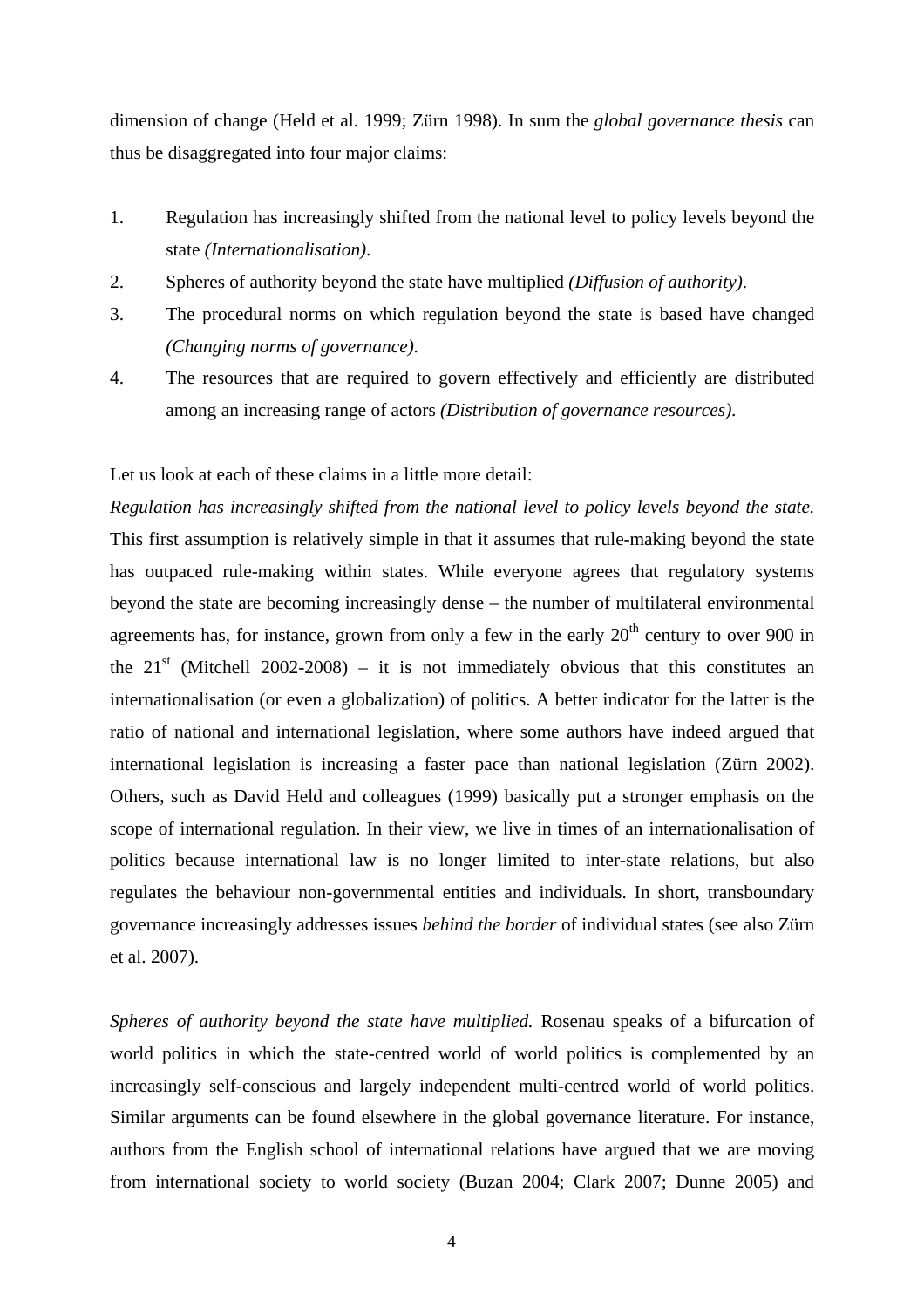dimension of change (Held et al. 1999; Zürn 1998). In sum the *global governance thesis* can thus be disaggregated into four major claims:

1. Regulation has increasingly shifted from the national level to policy levels beyond the state *(Internationalisation)*.
2. Spheres of authority beyond the state have multiplied *(Diffusion of authority)*.
3. The procedural norms on which regulation beyond the state is based have changed *(Changing norms of governance).*
4. The resources that are required to govern effectively and efficiently are distributed among an increasing range of actors *(Distribution of governance resources).*

Let us look at each of these claims in a little more detail:

*Regulation has increasingly shifted from the national level to policy levels beyond the state.* This first assumption is relatively simple in that it assumes that rule-making beyond the state has outpaced rule-making within states. While everyone agrees that regulatory systems beyond the state are becoming increasingly dense – the number of multilateral environmental agreements has, for instance, grown from only a few in the early 20th century to over 900 in the 21st (Mitchell 2002-2008) – it is not immediately obvious that this constitutes an internationalisation (or even a globalization) of politics. A better indicator for the latter is the ratio of national and international legislation, where some authors have indeed argued that international legislation is increasing a faster pace than national legislation (Zürn 2002). Others, such as David Held and colleagues (1999) basically put a stronger emphasis on the scope of international regulation. In their view, we live in times of an internationalisation of politics because international law is no longer limited to inter-state relations, but also regulates the behaviour non-governmental entities and individuals. In short, transboundary governance increasingly addresses issues *behind the border* of individual states (see also Zürn et al. 2007).

*Spheres of authority beyond the state have multiplied.* Rosenau speaks of a bifurcation of world politics in which the state-centred world of world politics is complemented by an increasingly self-conscious and largely independent multi-centred world of world politics. Similar arguments can be found elsewhere in the global governance literature. For instance, authors from the English school of international relations have argued that we are moving from international society to world society (Buzan 2004; Clark 2007; Dunne 2005) and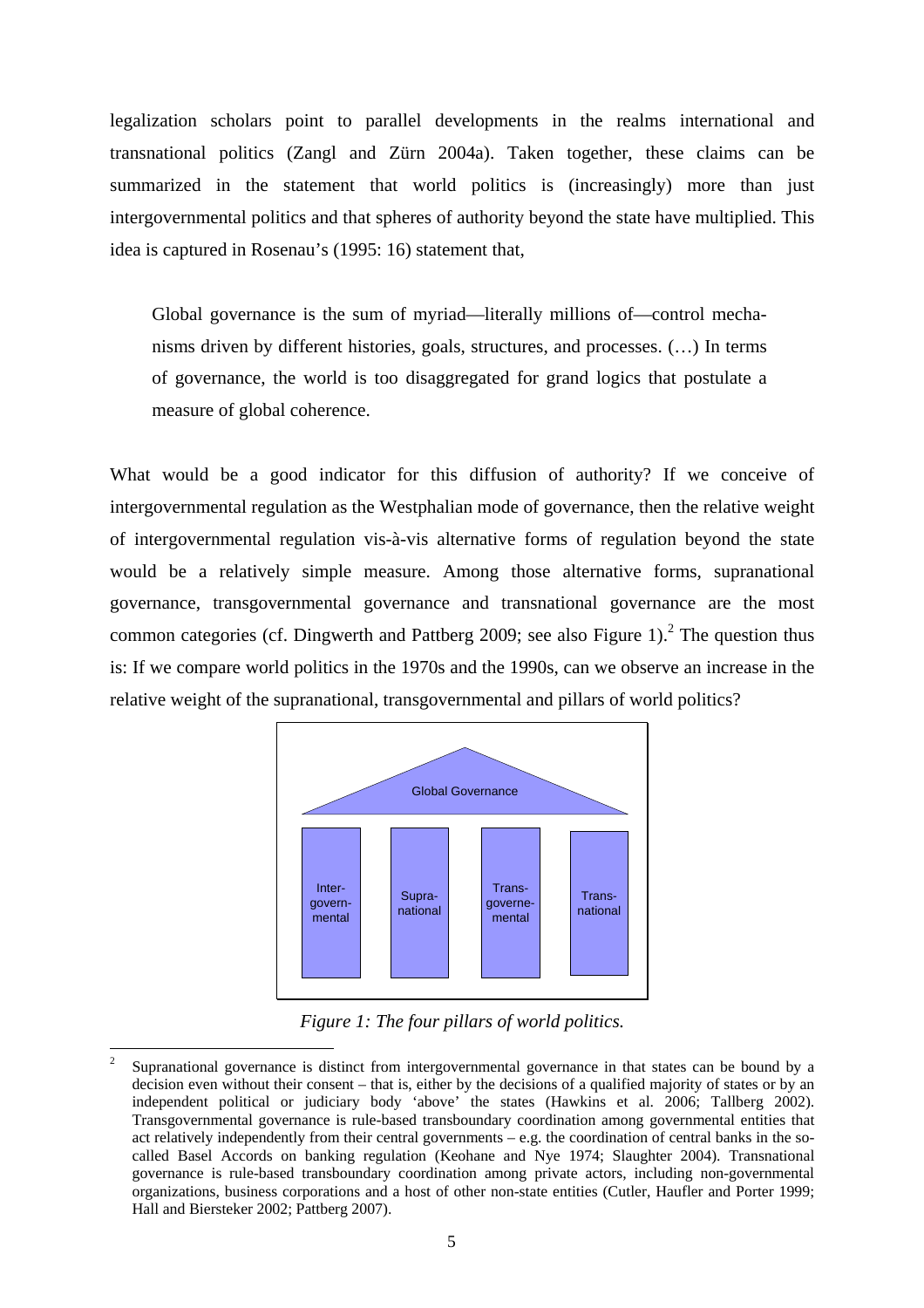legalization scholars point to parallel developments in the realms international and transnational politics (Zangl and Zürn 2004a). Taken together, these claims can be summarized in the statement that world politics is (increasingly) more than just intergovernmental politics and that spheres of authority beyond the state have multiplied. This idea is captured in Rosenau's (1995: 16) statement that,

> Global governance is the sum of myriad—literally millions of—control mechanisms driven by different histories, goals, structures, and processes. (…) In terms of governance, the world is too disaggregated for grand logics that postulate a measure of global coherence.

What would be a good indicator for this diffusion of authority? If we conceive of intergovernmental regulation as the Westphalian mode of governance, then the relative weight of intergovernmental regulation vis-à-vis alternative forms of regulation beyond the state would be a relatively simple measure. Among those alternative forms, supranational governance, transgovernmental governance and transnational governance are the most common categories (cf. Dingwerth and Pattberg 2009; see also Figure 1).[2] The question thus is: If we compare world politics in the 1970s and the 1990s, can we observe an increase in the relative weight of the supranational, transgovernmental and pillars of world politics?

Global Governance

Inter-governmental | Supra-national | Trans-governe-mental | Trans-national

*Figure 1: The four pillars of world politics.*

---

[2] Supranational governance is distinct from intergovernmental governance in that states can be bound by a decision even without their consent – that is, either by the decisions of a qualified majority of states or by an independent political or judiciary body 'above' the states (Hawkins et al. 2006; Tallberg 2002). Transgovernmental governance is rule-based transboundary coordination among governmental entities that act relatively independently from their central governments – e.g. the coordination of central banks in the so-called Basel Accords on banking regulation (Keohane and Nye 1974; Slaughter 2004). Transnational governance is rule-based transboundary coordination among private actors, including non-governmental organizations, business corporations and a host of other non-state entities (Cutler, Haufler and Porter 1999; Hall and Biersteker 2002; Pattberg 2007).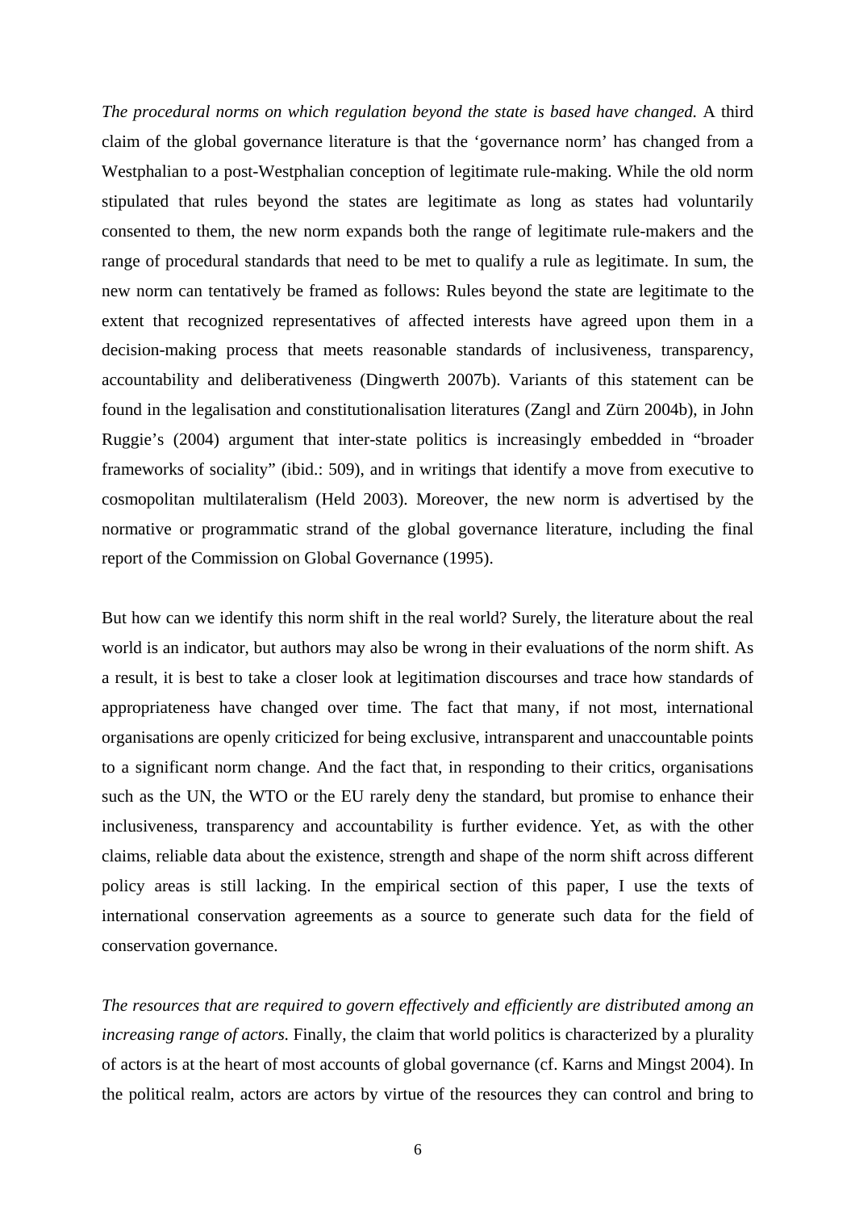*The procedural norms on which regulation beyond the state is based have changed.* A third claim of the global governance literature is that the 'governance norm' has changed from a Westphalian to a post-Westphalian conception of legitimate rule-making. While the old norm stipulated that rules beyond the states are legitimate as long as states had voluntarily consented to them, the new norm expands both the range of legitimate rule-makers and the range of procedural standards that need to be met to qualify a rule as legitimate. In sum, the new norm can tentatively be framed as follows: Rules beyond the state are legitimate to the extent that recognized representatives of affected interests have agreed upon them in a decision-making process that meets reasonable standards of inclusiveness, transparency, accountability and deliberativeness (Dingwerth 2007b). Variants of this statement can be found in the legalisation and constitutionalisation literatures (Zangl and Zürn 2004b), in John Ruggie's (2004) argument that inter-state politics is increasingly embedded in "broader frameworks of sociality" (ibid.: 509), and in writings that identify a move from executive to cosmopolitan multilateralism (Held 2003). Moreover, the new norm is advertised by the normative or programmatic strand of the global governance literature, including the final report of the Commission on Global Governance (1995).

But how can we identify this norm shift in the real world? Surely, the literature about the real world is an indicator, but authors may also be wrong in their evaluations of the norm shift. As a result, it is best to take a closer look at legitimation discourses and trace how standards of appropriateness have changed over time. The fact that many, if not most, international organisations are openly criticized for being exclusive, intransparent and unaccountable points to a significant norm change. And the fact that, in responding to their critics, organisations such as the UN, the WTO or the EU rarely deny the standard, but promise to enhance their inclusiveness, transparency and accountability is further evidence. Yet, as with the other claims, reliable data about the existence, strength and shape of the norm shift across different policy areas is still lacking. In the empirical section of this paper, I use the texts of international conservation agreements as a source to generate such data for the field of conservation governance.

*The resources that are required to govern effectively and efficiently are distributed among an increasing range of actors.* Finally, the claim that world politics is characterized by a plurality of actors is at the heart of most accounts of global governance (cf. Karns and Mingst 2004). In the political realm, actors are actors by virtue of the resources they can control and bring to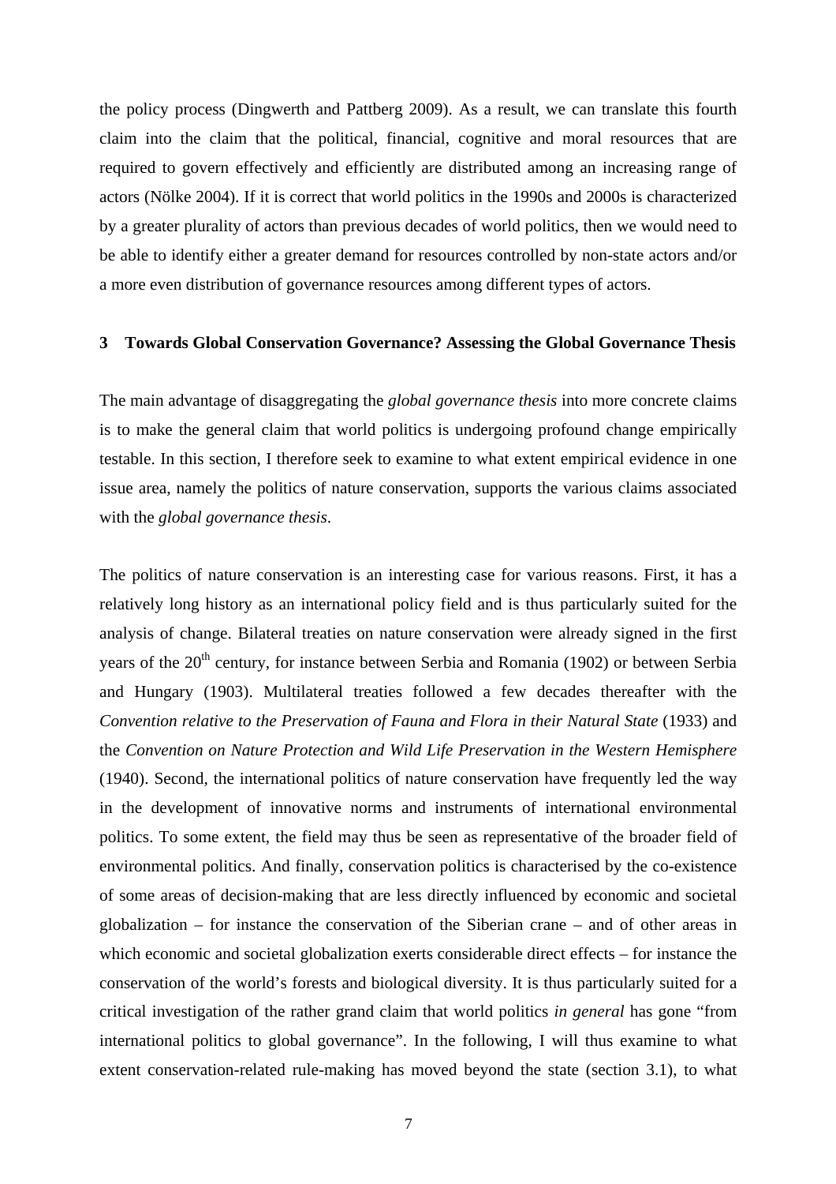the policy process (Dingwerth and Pattberg 2009). As a result, we can translate this fourth claim into the claim that the political, financial, cognitive and moral resources that are required to govern effectively and efficiently are distributed among an increasing range of actors (Nölke 2004). If it is correct that world politics in the 1990s and 2000s is characterized by a greater plurality of actors than previous decades of world politics, then we would need to be able to identify either a greater demand for resources controlled by non-state actors and/or a more even distribution of governance resources among different types of actors.

## 3 Towards Global Conservation Governance? Assessing the Global Governance Thesis

The main advantage of disaggregating the *global governance thesis* into more concrete claims is to make the general claim that world politics is undergoing profound change empirically testable. In this section, I therefore seek to examine to what extent empirical evidence in one issue area, namely the politics of nature conservation, supports the various claims associated with the *global governance thesis*.

The politics of nature conservation is an interesting case for various reasons. First, it has a relatively long history as an international policy field and is thus particularly suited for the analysis of change. Bilateral treaties on nature conservation were already signed in the first years of the 20th century, for instance between Serbia and Romania (1902) or between Serbia and Hungary (1903). Multilateral treaties followed a few decades thereafter with the *Convention relative to the Preservation of Fauna and Flora in their Natural State* (1933) and the *Convention on Nature Protection and Wild Life Preservation in the Western Hemisphere* (1940). Second, the international politics of nature conservation have frequently led the way in the development of innovative norms and instruments of international environmental politics. To some extent, the field may thus be seen as representative of the broader field of environmental politics. And finally, conservation politics is characterised by the co-existence of some areas of decision-making that are less directly influenced by economic and societal globalization – for instance the conservation of the Siberian crane – and of other areas in which economic and societal globalization exerts considerable direct effects – for instance the conservation of the world's forests and biological diversity. It is thus particularly suited for a critical investigation of the rather grand claim that world politics *in general* has gone "from international politics to global governance". In the following, I will thus examine to what extent conservation-related rule-making has moved beyond the state (section 3.1), to what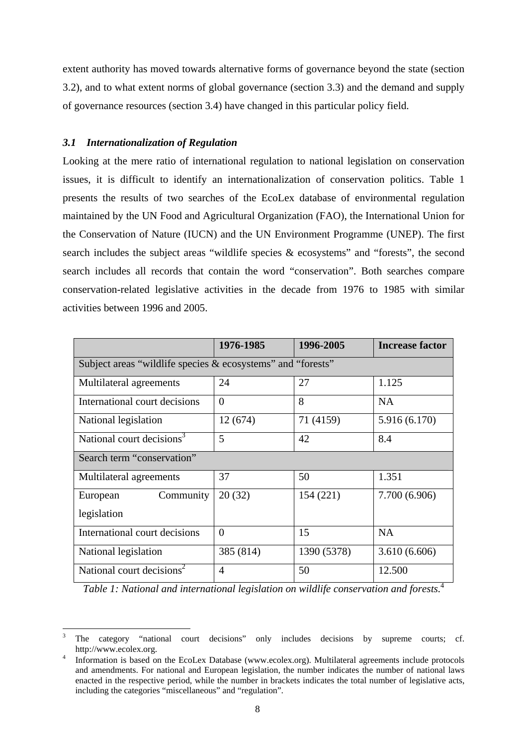extent authority has moved towards alternative forms of governance beyond the state (section 3.2), and to what extent norms of global governance (section 3.3) and the demand and supply of governance resources (section 3.4) have changed in this particular policy field.

### *3.1 Internationalization of Regulation*

Looking at the mere ratio of international regulation to national legislation on conservation issues, it is difficult to identify an internationalization of conservation politics. Table 1 presents the results of two searches of the EcoLex database of environmental regulation maintained by the UN Food and Agricultural Organization (FAO), the International Union for the Conservation of Nature (IUCN) and the UN Environment Programme (UNEP). The first search includes the subject areas "wildlife species & ecosystems" and "forests", the second search includes all records that contain the word "conservation". Both searches compare conservation-related legislative activities in the decade from 1976 to 1985 with similar activities between 1996 and 2005.

| | 1976-1985 | 1996-2005 | Increase factor |
|---|---|---|---|
| Subject areas "wildlife species & ecosystems" and "forests" | | | |
| Multilateral agreements | 24 | 27 | 1.125 |
| International court decisions | 0 | 8 | NA |
| National legislation | 12 (674) | 71 (4159) | 5.916 (6.170) |
| National court decisions[3] | 5 | 42 | 8.4 |
| Search term "conservation" | | | |
| Multilateral agreements | 37 | 50 | 1.351 |
| European Community legislation | 20 (32) | 154 (221) | 7.700 (6.906) |
| International court decisions | 0 | 15 | NA |
| National legislation | 385 (814) | 1390 (5378) | 3.610 (6.606) |
| National court decisions[2] | 4 | 50 | 12.500 |

*Table 1: National and international legislation on wildlife conservation and forests.*[4]

---

[3] The category "national court decisions" only includes decisions by supreme courts; cf. http://www.ecolex.org.

[4] Information is based on the EcoLex Database (www.ecolex.org). Multilateral agreements include protocols and amendments. For national and European legislation, the number indicates the number of national laws enacted in the respective period, while the number in brackets indicates the total number of legislative acts, including the categories "miscellaneous" and "regulation".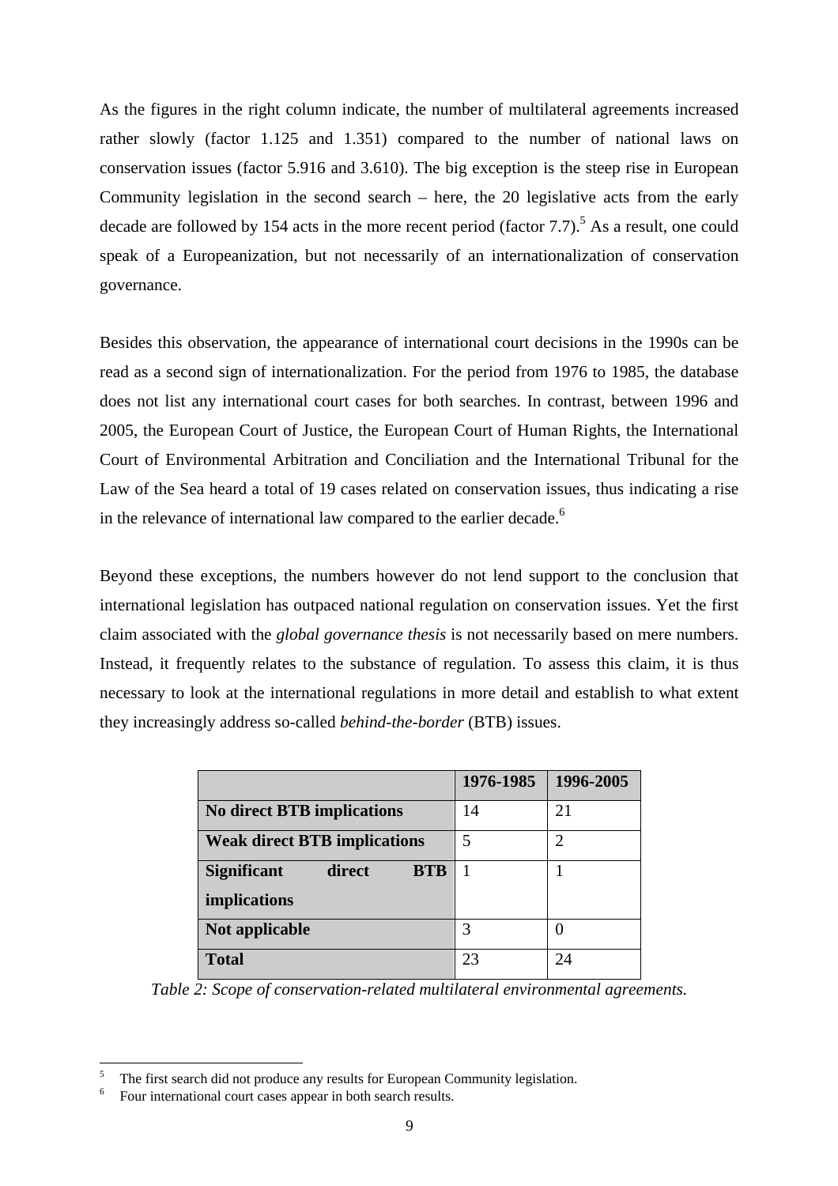As the figures in the right column indicate, the number of multilateral agreements increased rather slowly (factor 1.125 and 1.351) compared to the number of national laws on conservation issues (factor 5.916 and 3.610). The big exception is the steep rise in European Community legislation in the second search – here, the 20 legislative acts from the early decade are followed by 154 acts in the more recent period (factor 7.7).[5] As a result, one could speak of a Europeanization, but not necessarily of an internationalization of conservation governance.

Besides this observation, the appearance of international court decisions in the 1990s can be read as a second sign of internationalization. For the period from 1976 to 1985, the database does not list any international court cases for both searches. In contrast, between 1996 and 2005, the European Court of Justice, the European Court of Human Rights, the International Court of Environmental Arbitration and Conciliation and the International Tribunal for the Law of the Sea heard a total of 19 cases related on conservation issues, thus indicating a rise in the relevance of international law compared to the earlier decade.[6]

Beyond these exceptions, the numbers however do not lend support to the conclusion that international legislation has outpaced national regulation on conservation issues. Yet the first claim associated with the *global governance thesis* is not necessarily based on mere numbers. Instead, it frequently relates to the substance of regulation. To assess this claim, it is thus necessary to look at the international regulations in more detail and establish to what extent they increasingly address so-called *behind-the-border* (BTB) issues.

| | **1976-1985** | **1996-2005** |
|---|---|---|
| **No direct BTB implications** | 14 | 21 |
| **Weak direct BTB implications** | 5 | 2 |
| **Significant direct BTB implications** | 1 | 1 |
| **Not applicable** | 3 | 0 |
| **Total** | 23 | 24 |

*Table 2: Scope of conservation-related multilateral environmental agreements.*

[5] The first search did not produce any results for European Community legislation.

[6] Four international court cases appear in both search results.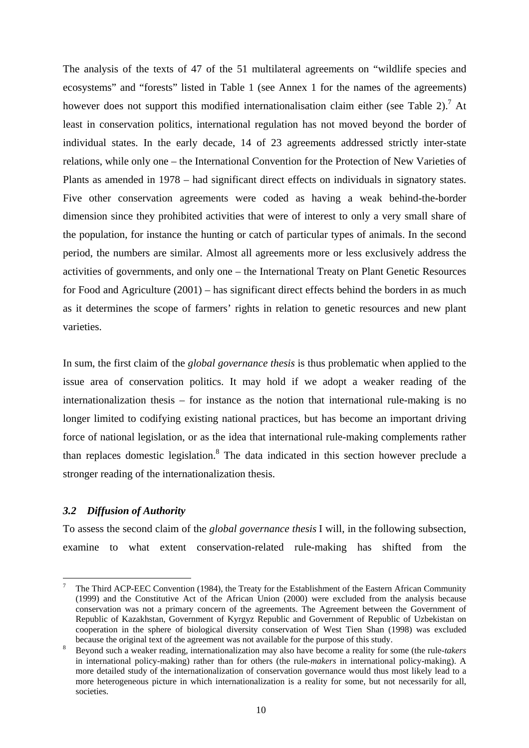The analysis of the texts of 47 of the 51 multilateral agreements on "wildlife species and ecosystems" and "forests" listed in Table 1 (see Annex 1 for the names of the agreements) however does not support this modified internationalisation claim either (see Table 2).[7] At least in conservation politics, international regulation has not moved beyond the border of individual states. In the early decade, 14 of 23 agreements addressed strictly inter-state relations, while only one – the International Convention for the Protection of New Varieties of Plants as amended in 1978 – had significant direct effects on individuals in signatory states. Five other conservation agreements were coded as having a weak behind-the-border dimension since they prohibited activities that were of interest to only a very small share of the population, for instance the hunting or catch of particular types of animals. In the second period, the numbers are similar. Almost all agreements more or less exclusively address the activities of governments, and only one – the International Treaty on Plant Genetic Resources for Food and Agriculture (2001) – has significant direct effects behind the borders in as much as it determines the scope of farmers' rights in relation to genetic resources and new plant varieties.

In sum, the first claim of the *global governance thesis* is thus problematic when applied to the issue area of conservation politics. It may hold if we adopt a weaker reading of the internationalization thesis – for instance as the notion that international rule-making is no longer limited to codifying existing national practices, but has become an important driving force of national legislation, or as the idea that international rule-making complements rather than replaces domestic legislation.[8] The data indicated in this section however preclude a stronger reading of the internationalization thesis.

### *3.2 Diffusion of Authority*

To assess the second claim of the *global governance thesis* I will, in the following subsection, examine to what extent conservation-related rule-making has shifted from the

---

[7] The Third ACP-EEC Convention (1984), the Treaty for the Establishment of the Eastern African Community (1999) and the Constitutive Act of the African Union (2000) were excluded from the analysis because conservation was not a primary concern of the agreements. The Agreement between the Government of Republic of Kazakhstan, Government of Kyrgyz Republic and Government of Republic of Uzbekistan on cooperation in the sphere of biological diversity conservation of West Tien Shan (1998) was excluded because the original text of the agreement was not available for the purpose of this study.

[8] Beyond such a weaker reading, internationalization may also have become a reality for some (the rule-*takers* in international policy-making) rather than for others (the rule-*makers* in international policy-making). A more detailed study of the internationalization of conservation governance would thus most likely lead to a more heterogeneous picture in which internationalization is a reality for some, but not necessarily for all, societies.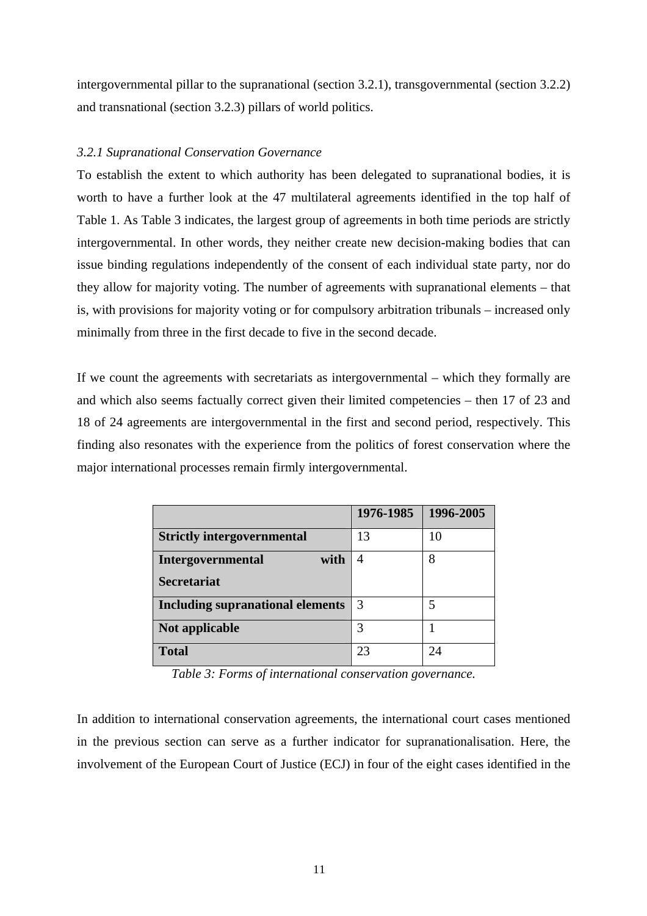intergovernmental pillar to the supranational (section 3.2.1), transgovernmental (section 3.2.2) and transnational (section 3.2.3) pillars of world politics.

### *3.2.1 Supranational Conservation Governance*

To establish the extent to which authority has been delegated to supranational bodies, it is worth to have a further look at the 47 multilateral agreements identified in the top half of Table 1. As Table 3 indicates, the largest group of agreements in both time periods are strictly intergovernmental. In other words, they neither create new decision-making bodies that can issue binding regulations independently of the consent of each individual state party, nor do they allow for majority voting. The number of agreements with supranational elements – that is, with provisions for majority voting or for compulsory arbitration tribunals – increased only minimally from three in the first decade to five in the second decade.

If we count the agreements with secretariats as intergovernmental – which they formally are and which also seems factually correct given their limited competencies – then 17 of 23 and 18 of 24 agreements are intergovernmental in the first and second period, respectively. This finding also resonates with the experience from the politics of forest conservation where the major international processes remain firmly intergovernmental.

| | 1976-1985 | 1996-2005 |
|---|---|---|
| **Strictly intergovernmental** | 13 | 10 |
| **Intergovernmental with Secretariat** | 4 | 8 |
| **Including supranational elements** | 3 | 5 |
| **Not applicable** | 3 | 1 |
| **Total** | 23 | 24 |

*Table 3: Forms of international conservation governance.*

In addition to international conservation agreements, the international court cases mentioned in the previous section can serve as a further indicator for supranationalisation. Here, the involvement of the European Court of Justice (ECJ) in four of the eight cases identified in the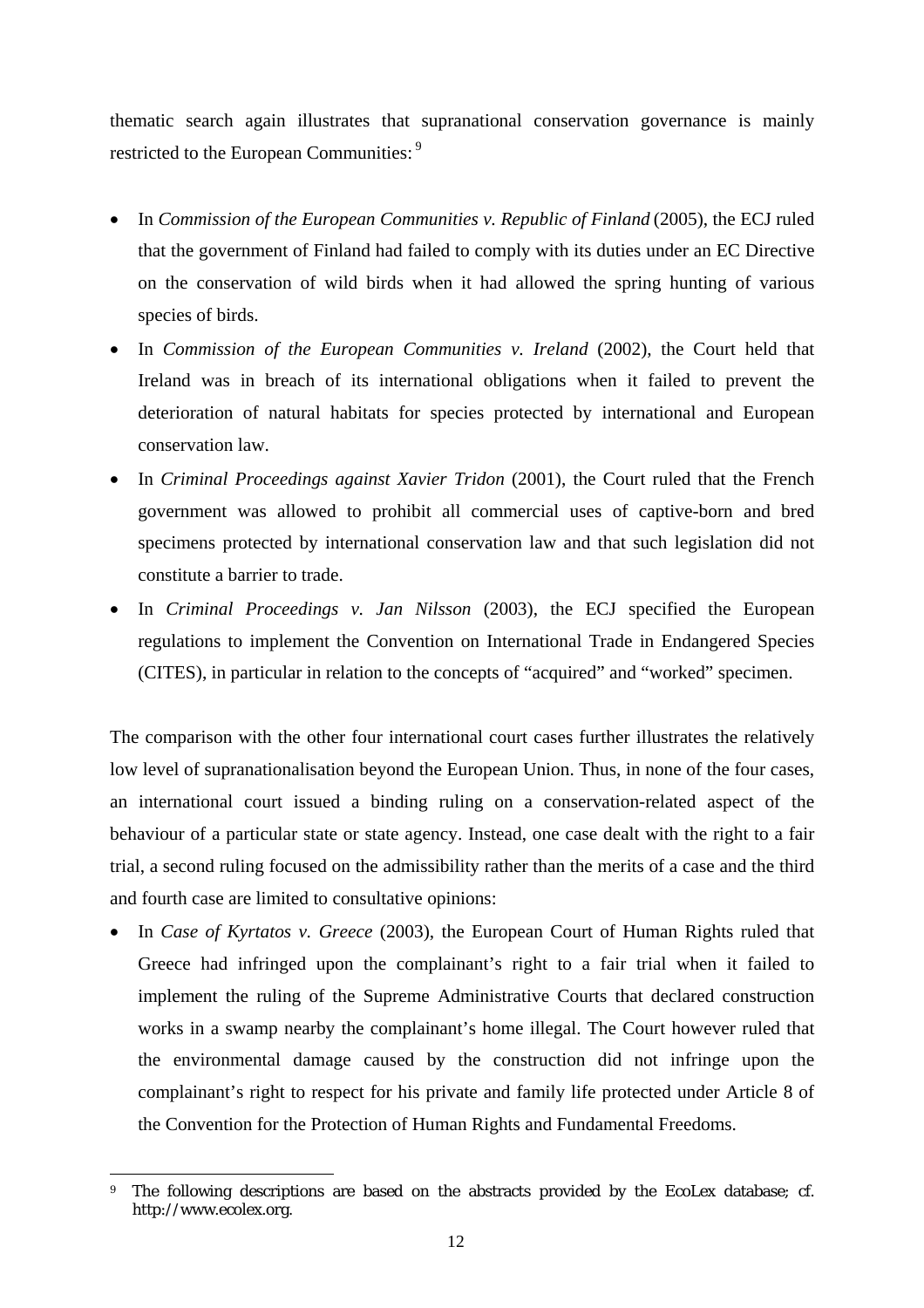thematic search again illustrates that supranational conservation governance is mainly restricted to the European Communities:[9]

- In *Commission of the European Communities v. Republic of Finland* (2005), the ECJ ruled that the government of Finland had failed to comply with its duties under an EC Directive on the conservation of wild birds when it had allowed the spring hunting of various species of birds.
- In *Commission of the European Communities v. Ireland* (2002), the Court held that Ireland was in breach of its international obligations when it failed to prevent the deterioration of natural habitats for species protected by international and European conservation law.
- In *Criminal Proceedings against Xavier Tridon* (2001), the Court ruled that the French government was allowed to prohibit all commercial uses of captive-born and bred specimens protected by international conservation law and that such legislation did not constitute a barrier to trade.
- In *Criminal Proceedings v. Jan Nilsson* (2003), the ECJ specified the European regulations to implement the Convention on International Trade in Endangered Species (CITES), in particular in relation to the concepts of "acquired" and "worked" specimen.

The comparison with the other four international court cases further illustrates the relatively low level of supranationalisation beyond the European Union. Thus, in none of the four cases, an international court issued a binding ruling on a conservation-related aspect of the behaviour of a particular state or state agency. Instead, one case dealt with the right to a fair trial, a second ruling focused on the admissibility rather than the merits of a case and the third and fourth case are limited to consultative opinions:

- In *Case of Kyrtatos v. Greece* (2003), the European Court of Human Rights ruled that Greece had infringed upon the complainant's right to a fair trial when it failed to implement the ruling of the Supreme Administrative Courts that declared construction works in a swamp nearby the complainant's home illegal. The Court however ruled that the environmental damage caused by the construction did not infringe upon the complainant's right to respect for his private and family life protected under Article 8 of the Convention for the Protection of Human Rights and Fundamental Freedoms.

[9] The following descriptions are based on the abstracts provided by the EcoLex database; cf. http://www.ecolex.org.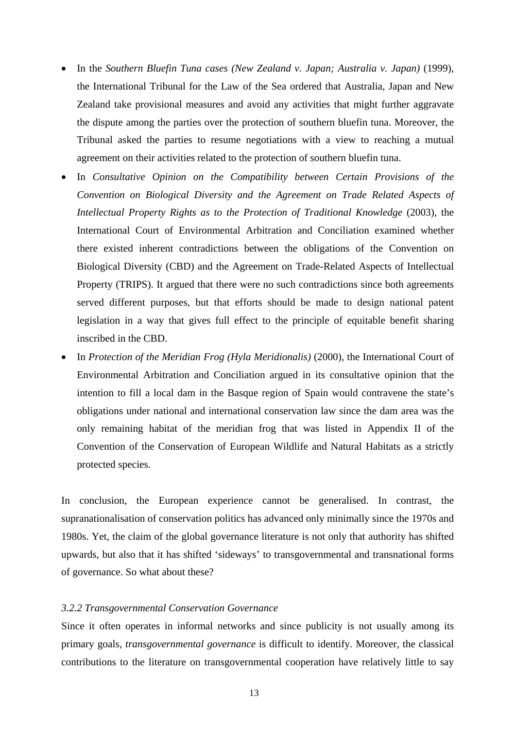- In the *Southern Bluefin Tuna cases (New Zealand v. Japan; Australia v. Japan)* (1999), the International Tribunal for the Law of the Sea ordered that Australia, Japan and New Zealand take provisional measures and avoid any activities that might further aggravate the dispute among the parties over the protection of southern bluefin tuna. Moreover, the Tribunal asked the parties to resume negotiations with a view to reaching a mutual agreement on their activities related to the protection of southern bluefin tuna.
- In *Consultative Opinion on the Compatibility between Certain Provisions of the Convention on Biological Diversity and the Agreement on Trade Related Aspects of Intellectual Property Rights as to the Protection of Traditional Knowledge* (2003), the International Court of Environmental Arbitration and Conciliation examined whether there existed inherent contradictions between the obligations of the Convention on Biological Diversity (CBD) and the Agreement on Trade-Related Aspects of Intellectual Property (TRIPS). It argued that there were no such contradictions since both agreements served different purposes, but that efforts should be made to design national patent legislation in a way that gives full effect to the principle of equitable benefit sharing inscribed in the CBD.
- In *Protection of the Meridian Frog (Hyla Meridionalis)* (2000), the International Court of Environmental Arbitration and Conciliation argued in its consultative opinion that the intention to fill a local dam in the Basque region of Spain would contravene the state's obligations under national and international conservation law since the dam area was the only remaining habitat of the meridian frog that was listed in Appendix II of the Convention of the Conservation of European Wildlife and Natural Habitats as a strictly protected species.

In conclusion, the European experience cannot be generalised. In contrast, the supranationalisation of conservation politics has advanced only minimally since the 1970s and 1980s. Yet, the claim of the global governance literature is not only that authority has shifted upwards, but also that it has shifted 'sideways' to transgovernmental and transnational forms of governance. So what about these?

### *3.2.2 Transgovernmental Conservation Governance*

Since it often operates in informal networks and since publicity is not usually among its primary goals, *transgovernmental governance* is difficult to identify. Moreover, the classical contributions to the literature on transgovernmental cooperation have relatively little to say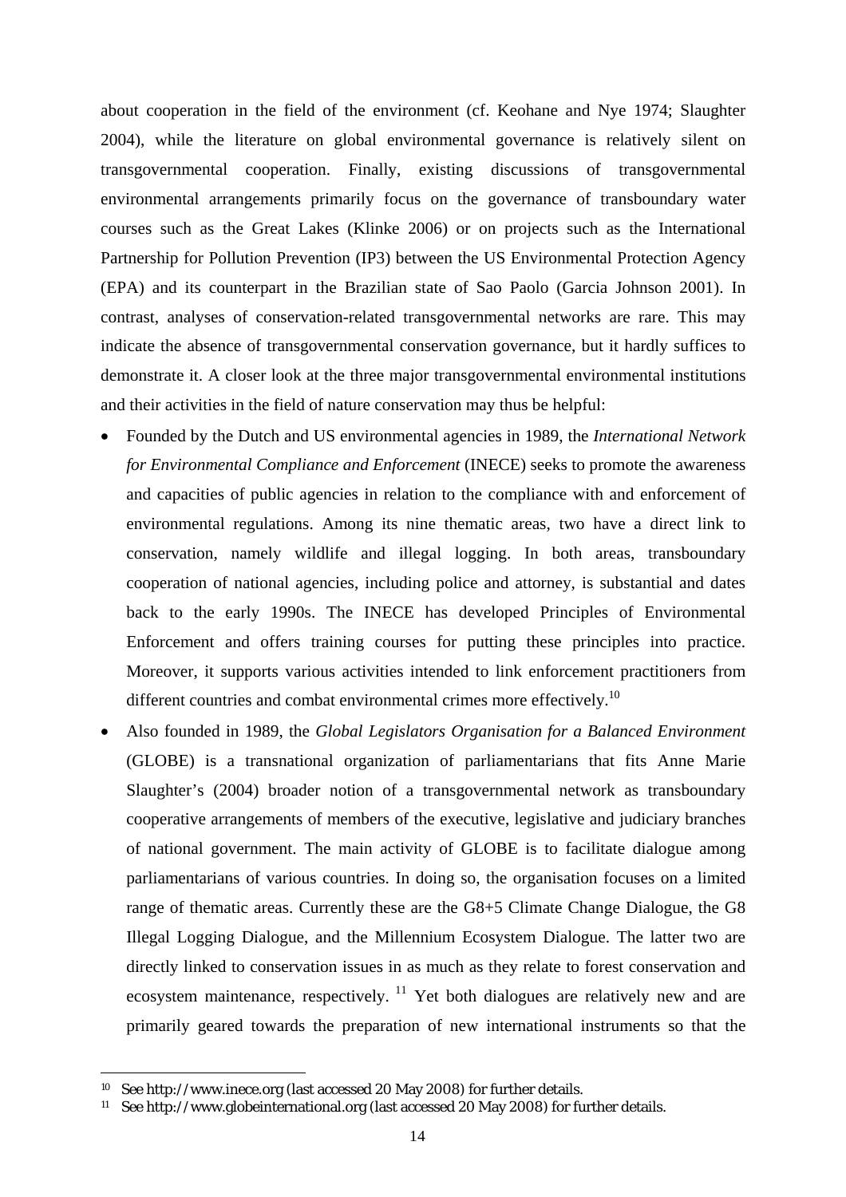about cooperation in the field of the environment (cf. Keohane and Nye 1974; Slaughter 2004), while the literature on global environmental governance is relatively silent on transgovernmental cooperation. Finally, existing discussions of transgovernmental environmental arrangements primarily focus on the governance of transboundary water courses such as the Great Lakes (Klinke 2006) or on projects such as the International Partnership for Pollution Prevention (IP3) between the US Environmental Protection Agency (EPA) and its counterpart in the Brazilian state of Sao Paolo (Garcia Johnson 2001). In contrast, analyses of conservation-related transgovernmental networks are rare. This may indicate the absence of transgovernmental conservation governance, but it hardly suffices to demonstrate it. A closer look at the three major transgovernmental environmental institutions and their activities in the field of nature conservation may thus be helpful:

- Founded by the Dutch and US environmental agencies in 1989, the *International Network for Environmental Compliance and Enforcement* (INECE) seeks to promote the awareness and capacities of public agencies in relation to the compliance with and enforcement of environmental regulations. Among its nine thematic areas, two have a direct link to conservation, namely wildlife and illegal logging. In both areas, transboundary cooperation of national agencies, including police and attorney, is substantial and dates back to the early 1990s. The INECE has developed Principles of Environmental Enforcement and offers training courses for putting these principles into practice. Moreover, it supports various activities intended to link enforcement practitioners from different countries and combat environmental crimes more effectively.[10]
- Also founded in 1989, the *Global Legislators Organisation for a Balanced Environment* (GLOBE) is a transnational organization of parliamentarians that fits Anne Marie Slaughter's (2004) broader notion of a transgovernmental network as transboundary cooperative arrangements of members of the executive, legislative and judiciary branches of national government. The main activity of GLOBE is to facilitate dialogue among parliamentarians of various countries. In doing so, the organisation focuses on a limited range of thematic areas. Currently these are the G8+5 Climate Change Dialogue, the G8 Illegal Logging Dialogue, and the Millennium Ecosystem Dialogue. The latter two are directly linked to conservation issues in as much as they relate to forest conservation and ecosystem maintenance, respectively.[11] Yet both dialogues are relatively new and are primarily geared towards the preparation of new international instruments so that the

[10] See http://www.inece.org (last accessed 20 May 2008) for further details.

[11] See http://www.globeinternational.org (last accessed 20 May 2008) for further details.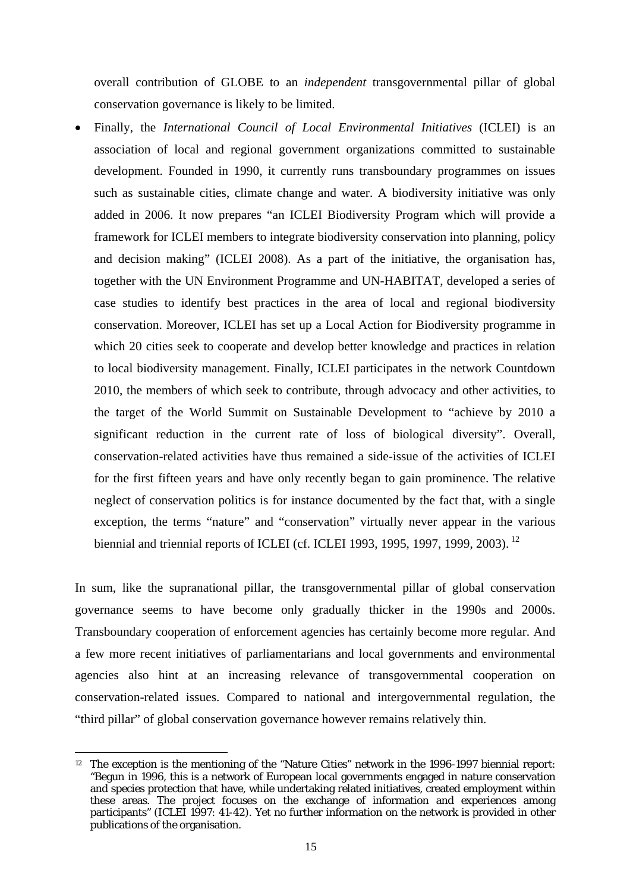overall contribution of GLOBE to an *independent* transgovernmental pillar of global conservation governance is likely to be limited.

- Finally, the *International Council of Local Environmental Initiatives* (ICLEI) is an association of local and regional government organizations committed to sustainable development. Founded in 1990, it currently runs transboundary programmes on issues such as sustainable cities, climate change and water. A biodiversity initiative was only added in 2006. It now prepares "an ICLEI Biodiversity Program which will provide a framework for ICLEI members to integrate biodiversity conservation into planning, policy and decision making" (ICLEI 2008). As a part of the initiative, the organisation has, together with the UN Environment Programme and UN-HABITAT, developed a series of case studies to identify best practices in the area of local and regional biodiversity conservation. Moreover, ICLEI has set up a Local Action for Biodiversity programme in which 20 cities seek to cooperate and develop better knowledge and practices in relation to local biodiversity management. Finally, ICLEI participates in the network Countdown 2010, the members of which seek to contribute, through advocacy and other activities, to the target of the World Summit on Sustainable Development to "achieve by 2010 a significant reduction in the current rate of loss of biological diversity". Overall, conservation-related activities have thus remained a side-issue of the activities of ICLEI for the first fifteen years and have only recently began to gain prominence. The relative neglect of conservation politics is for instance documented by the fact that, with a single exception, the terms "nature" and "conservation" virtually never appear in the various biennial and triennial reports of ICLEI (cf. ICLEI 1993, 1995, 1997, 1999, 2003). [12]

In sum, like the supranational pillar, the transgovernmental pillar of global conservation governance seems to have become only gradually thicker in the 1990s and 2000s. Transboundary cooperation of enforcement agencies has certainly become more regular. And a few more recent initiatives of parliamentarians and local governments and environmental agencies also hint at an increasing relevance of transgovernmental cooperation on conservation-related issues. Compared to national and intergovernmental regulation, the "third pillar" of global conservation governance however remains relatively thin.

---

[12] The exception is the mentioning of the "Nature Cities" network in the 1996-1997 biennial report: "Begun in 1996, this is a network of European local governments engaged in nature conservation and species protection that have, while undertaking related initiatives, created employment within these areas. The project focuses on the exchange of information and experiences among participants" (ICLEI 1997: 41-42). Yet no further information on the network is provided in other publications of the organisation.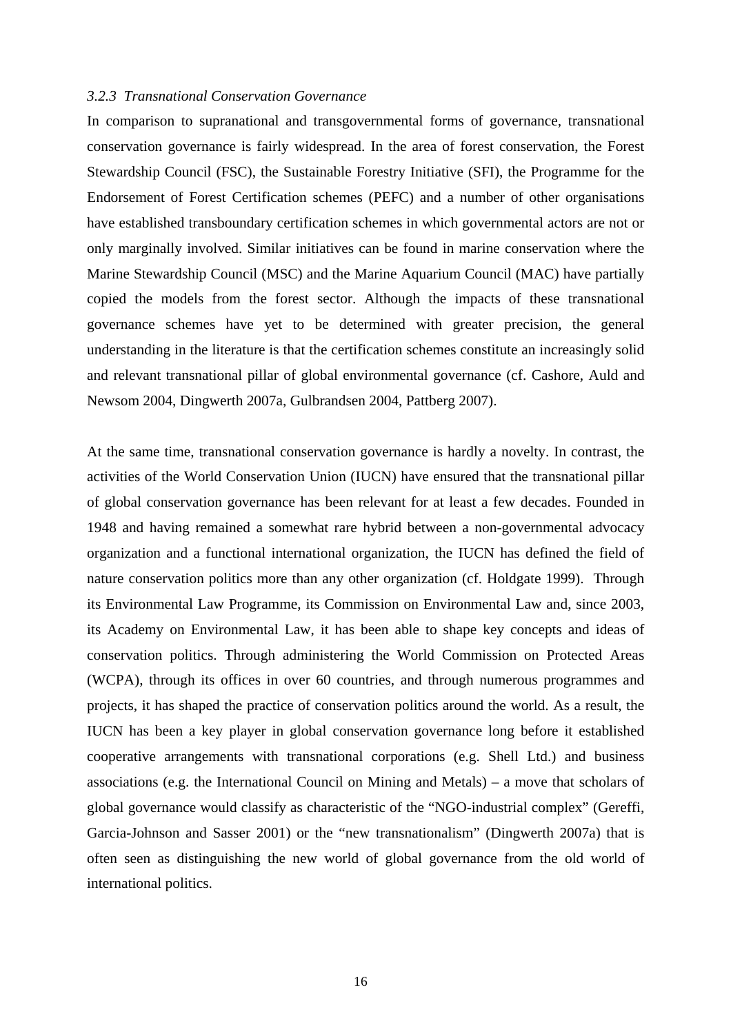### *3.2.3 Transnational Conservation Governance*

In comparison to supranational and transgovernmental forms of governance, transnational conservation governance is fairly widespread. In the area of forest conservation, the Forest Stewardship Council (FSC), the Sustainable Forestry Initiative (SFI), the Programme for the Endorsement of Forest Certification schemes (PEFC) and a number of other organisations have established transboundary certification schemes in which governmental actors are not or only marginally involved. Similar initiatives can be found in marine conservation where the Marine Stewardship Council (MSC) and the Marine Aquarium Council (MAC) have partially copied the models from the forest sector. Although the impacts of these transnational governance schemes have yet to be determined with greater precision, the general understanding in the literature is that the certification schemes constitute an increasingly solid and relevant transnational pillar of global environmental governance (cf. Cashore, Auld and Newsom 2004, Dingwerth 2007a, Gulbrandsen 2004, Pattberg 2007).

At the same time, transnational conservation governance is hardly a novelty. In contrast, the activities of the World Conservation Union (IUCN) have ensured that the transnational pillar of global conservation governance has been relevant for at least a few decades. Founded in 1948 and having remained a somewhat rare hybrid between a non-governmental advocacy organization and a functional international organization, the IUCN has defined the field of nature conservation politics more than any other organization (cf. Holdgate 1999). Through its Environmental Law Programme, its Commission on Environmental Law and, since 2003, its Academy on Environmental Law, it has been able to shape key concepts and ideas of conservation politics. Through administering the World Commission on Protected Areas (WCPA), through its offices in over 60 countries, and through numerous programmes and projects, it has shaped the practice of conservation politics around the world. As a result, the IUCN has been a key player in global conservation governance long before it established cooperative arrangements with transnational corporations (e.g. Shell Ltd.) and business associations (e.g. the International Council on Mining and Metals) – a move that scholars of global governance would classify as characteristic of the "NGO-industrial complex" (Gereffi, Garcia-Johnson and Sasser 2001) or the "new transnationalism" (Dingwerth 2007a) that is often seen as distinguishing the new world of global governance from the old world of international politics.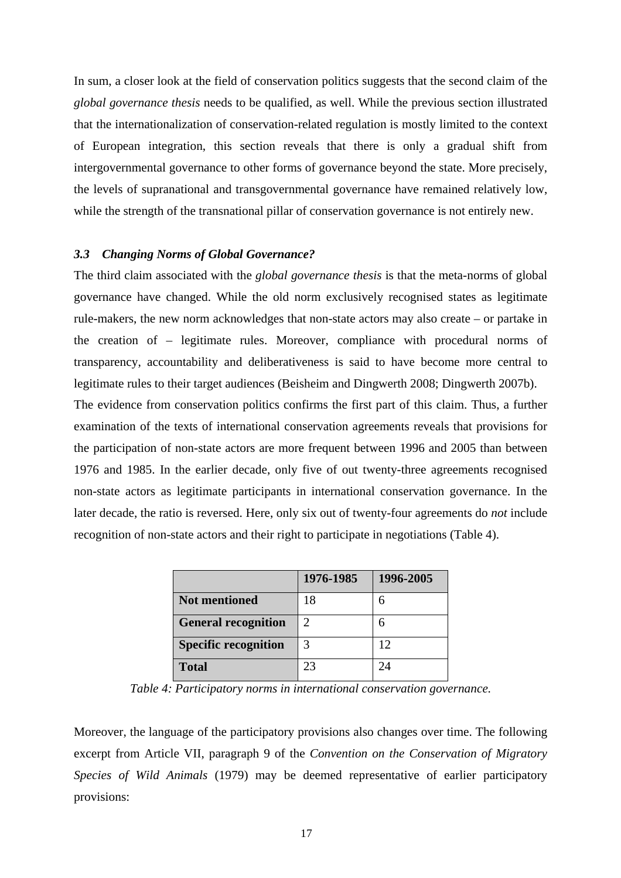In sum, a closer look at the field of conservation politics suggests that the second claim of the *global governance thesis* needs to be qualified, as well. While the previous section illustrated that the internationalization of conservation-related regulation is mostly limited to the context of European integration, this section reveals that there is only a gradual shift from intergovernmental governance to other forms of governance beyond the state. More precisely, the levels of supranational and transgovernmental governance have remained relatively low, while the strength of the transnational pillar of conservation governance is not entirely new.

### *3.3 Changing Norms of Global Governance?*

The third claim associated with the *global governance thesis* is that the meta-norms of global governance have changed. While the old norm exclusively recognised states as legitimate rule-makers, the new norm acknowledges that non-state actors may also create – or partake in the creation of – legitimate rules. Moreover, compliance with procedural norms of transparency, accountability and deliberativeness is said to have become more central to legitimate rules to their target audiences (Beisheim and Dingwerth 2008; Dingwerth 2007b).

The evidence from conservation politics confirms the first part of this claim. Thus, a further examination of the texts of international conservation agreements reveals that provisions for the participation of non-state actors are more frequent between 1996 and 2005 than between 1976 and 1985. In the earlier decade, only five of out twenty-three agreements recognised non-state actors as legitimate participants in international conservation governance. In the later decade, the ratio is reversed. Here, only six out of twenty-four agreements do *not* include recognition of non-state actors and their right to participate in negotiations (Table 4).

| | 1976-1985 | 1996-2005 |
|---|---|---|
| **Not mentioned** | 18 | 6 |
| **General recognition** | 2 | 6 |
| **Specific recognition** | 3 | 12 |
| **Total** | 23 | 24 |

*Table 4: Participatory norms in international conservation governance.*

Moreover, the language of the participatory provisions also changes over time. The following excerpt from Article VII, paragraph 9 of the *Convention on the Conservation of Migratory Species of Wild Animals* (1979) may be deemed representative of earlier participatory provisions: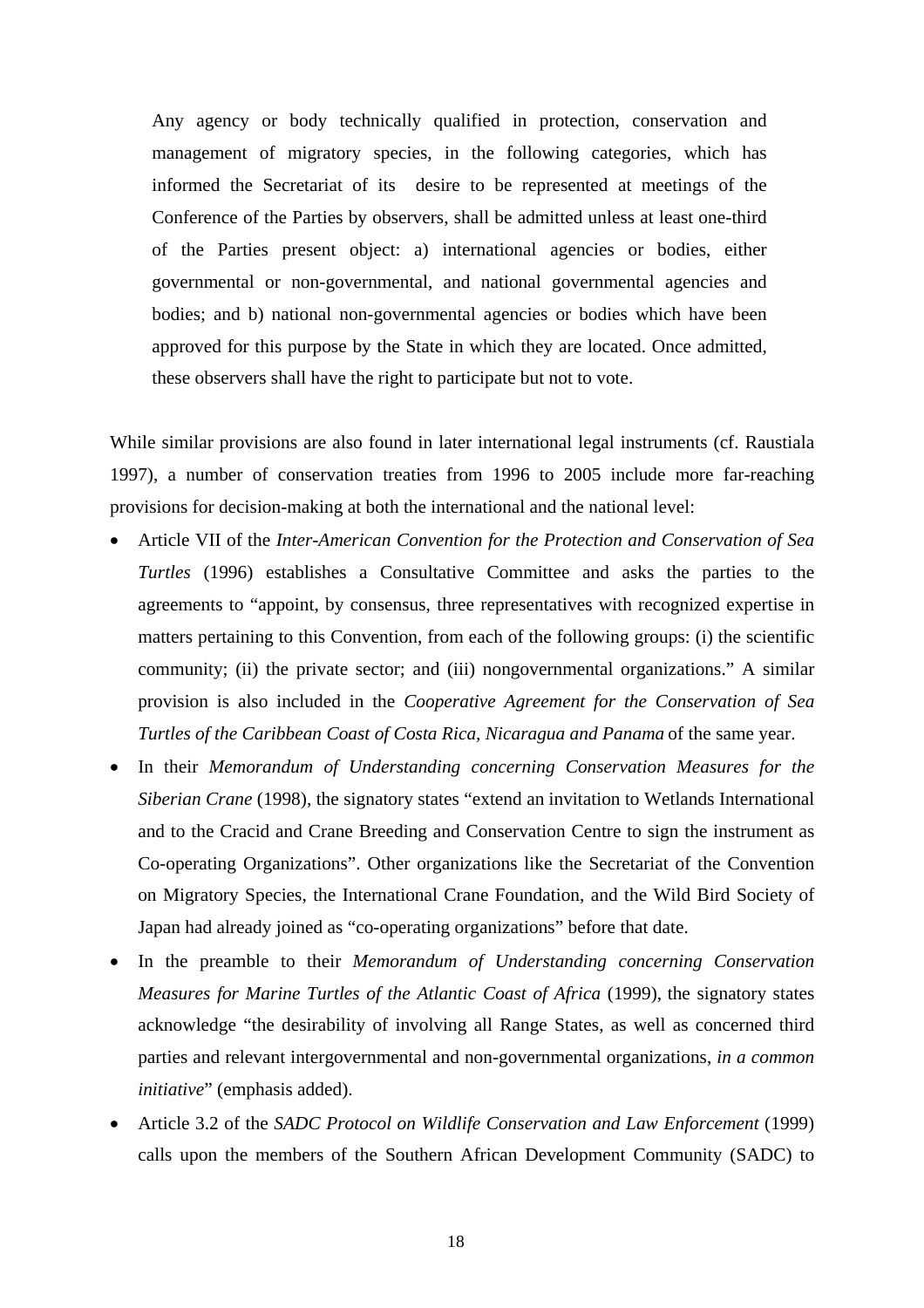> Any agency or body technically qualified in protection, conservation and management of migratory species, in the following categories, which has informed the Secretariat of its desire to be represented at meetings of the Conference of the Parties by observers, shall be admitted unless at least one-third of the Parties present object: a) international agencies or bodies, either governmental or non-governmental, and national governmental agencies and bodies; and b) national non-governmental agencies or bodies which have been approved for this purpose by the State in which they are located. Once admitted, these observers shall have the right to participate but not to vote.

While similar provisions are also found in later international legal instruments (cf. Raustiala 1997), a number of conservation treaties from 1996 to 2005 include more far-reaching provisions for decision-making at both the international and the national level:

- Article VII of the *Inter-American Convention for the Protection and Conservation of Sea Turtles* (1996) establishes a Consultative Committee and asks the parties to the agreements to "appoint, by consensus, three representatives with recognized expertise in matters pertaining to this Convention, from each of the following groups: (i) the scientific community; (ii) the private sector; and (iii) nongovernmental organizations." A similar provision is also included in the *Cooperative Agreement for the Conservation of Sea Turtles of the Caribbean Coast of Costa Rica, Nicaragua and Panama* of the same year.
- In their *Memorandum of Understanding concerning Conservation Measures for the Siberian Crane* (1998), the signatory states "extend an invitation to Wetlands International and to the Cracid and Crane Breeding and Conservation Centre to sign the instrument as Co-operating Organizations". Other organizations like the Secretariat of the Convention on Migratory Species, the International Crane Foundation, and the Wild Bird Society of Japan had already joined as "co-operating organizations" before that date.
- In the preamble to their *Memorandum of Understanding concerning Conservation Measures for Marine Turtles of the Atlantic Coast of Africa* (1999), the signatory states acknowledge "the desirability of involving all Range States, as well as concerned third parties and relevant intergovernmental and non-governmental organizations, *in a common initiative*" (emphasis added).
- Article 3.2 of the *SADC Protocol on Wildlife Conservation and Law Enforcement* (1999) calls upon the members of the Southern African Development Community (SADC) to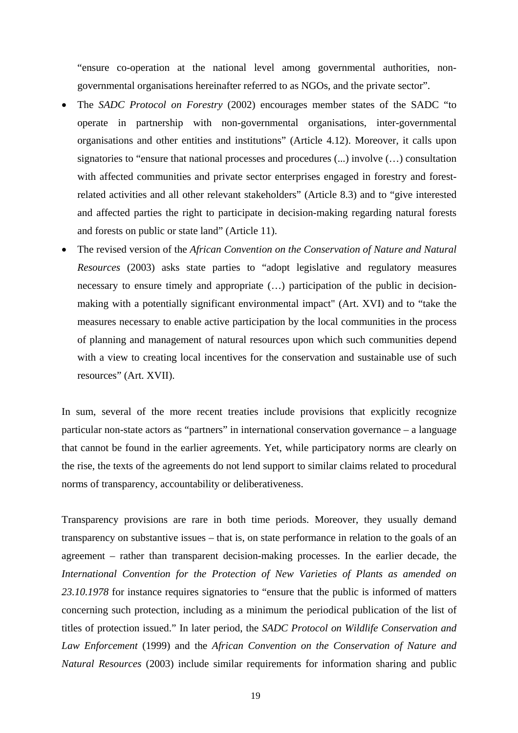"ensure co-operation at the national level among governmental authorities, non-governmental organisations hereinafter referred to as NGOs, and the private sector".

- The *SADC Protocol on Forestry* (2002) encourages member states of the SADC "to operate in partnership with non-governmental organisations, inter-governmental organisations and other entities and institutions" (Article 4.12). Moreover, it calls upon signatories to "ensure that national processes and procedures (...) involve (…) consultation with affected communities and private sector enterprises engaged in forestry and forest-related activities and all other relevant stakeholders" (Article 8.3) and to "give interested and affected parties the right to participate in decision-making regarding natural forests and forests on public or state land" (Article 11).
- The revised version of the *African Convention on the Conservation of Nature and Natural Resources* (2003) asks state parties to "adopt legislative and regulatory measures necessary to ensure timely and appropriate (…) participation of the public in decision-making with a potentially significant environmental impact" (Art. XVI) and to "take the measures necessary to enable active participation by the local communities in the process of planning and management of natural resources upon which such communities depend with a view to creating local incentives for the conservation and sustainable use of such resources" (Art. XVII).

In sum, several of the more recent treaties include provisions that explicitly recognize particular non-state actors as "partners" in international conservation governance – a language that cannot be found in the earlier agreements. Yet, while participatory norms are clearly on the rise, the texts of the agreements do not lend support to similar claims related to procedural norms of transparency, accountability or deliberativeness.

Transparency provisions are rare in both time periods. Moreover, they usually demand transparency on substantive issues – that is, on state performance in relation to the goals of an agreement – rather than transparent decision-making processes. In the earlier decade, the *International Convention for the Protection of New Varieties of Plants as amended on 23.10.1978* for instance requires signatories to "ensure that the public is informed of matters concerning such protection, including as a minimum the periodical publication of the list of titles of protection issued." In later period, the *SADC Protocol on Wildlife Conservation and Law Enforcement* (1999) and the *African Convention on the Conservation of Nature and Natural Resources* (2003) include similar requirements for information sharing and public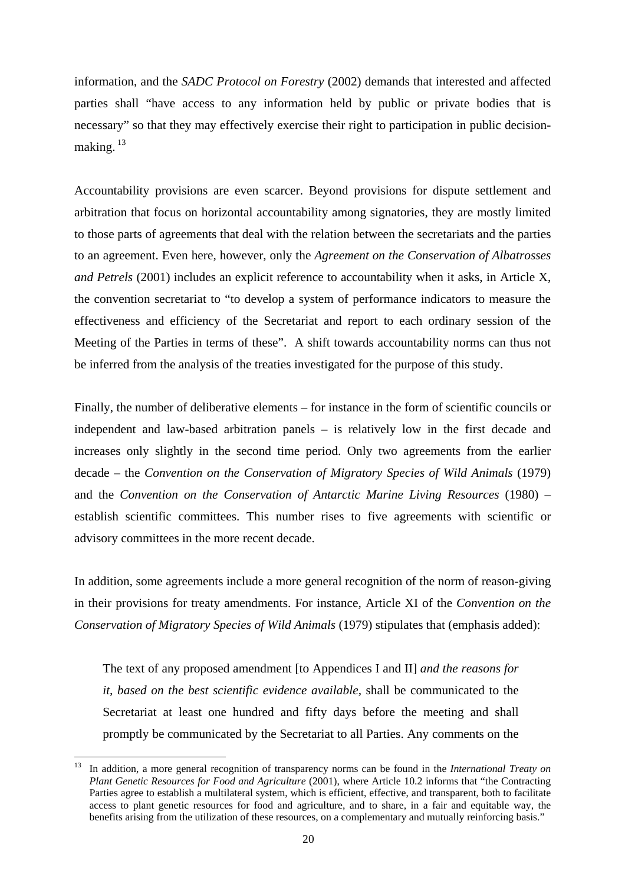information, and the *SADC Protocol on Forestry* (2002) demands that interested and affected parties shall "have access to any information held by public or private bodies that is necessary" so that they may effectively exercise their right to participation in public decision-making. [13]

Accountability provisions are even scarcer. Beyond provisions for dispute settlement and arbitration that focus on horizontal accountability among signatories, they are mostly limited to those parts of agreements that deal with the relation between the secretariats and the parties to an agreement. Even here, however, only the *Agreement on the Conservation of Albatrosses and Petrels* (2001) includes an explicit reference to accountability when it asks, in Article X, the convention secretariat to "to develop a system of performance indicators to measure the effectiveness and efficiency of the Secretariat and report to each ordinary session of the Meeting of the Parties in terms of these". A shift towards accountability norms can thus not be inferred from the analysis of the treaties investigated for the purpose of this study.

Finally, the number of deliberative elements – for instance in the form of scientific councils or independent and law-based arbitration panels – is relatively low in the first decade and increases only slightly in the second time period. Only two agreements from the earlier decade – the *Convention on the Conservation of Migratory Species of Wild Animals* (1979) and the *Convention on the Conservation of Antarctic Marine Living Resources* (1980) – establish scientific committees. This number rises to five agreements with scientific or advisory committees in the more recent decade.

In addition, some agreements include a more general recognition of the norm of reason-giving in their provisions for treaty amendments. For instance, Article XI of the *Convention on the Conservation of Migratory Species of Wild Animals* (1979) stipulates that (emphasis added):

> The text of any proposed amendment [to Appendices I and II] *and the reasons for it, based on the best scientific evidence available*, shall be communicated to the Secretariat at least one hundred and fifty days before the meeting and shall promptly be communicated by the Secretariat to all Parties. Any comments on the

[13] In addition, a more general recognition of transparency norms can be found in the *International Treaty on Plant Genetic Resources for Food and Agriculture* (2001), where Article 10.2 informs that "the Contracting Parties agree to establish a multilateral system, which is efficient, effective, and transparent, both to facilitate access to plant genetic resources for food and agriculture, and to share, in a fair and equitable way, the benefits arising from the utilization of these resources, on a complementary and mutually reinforcing basis."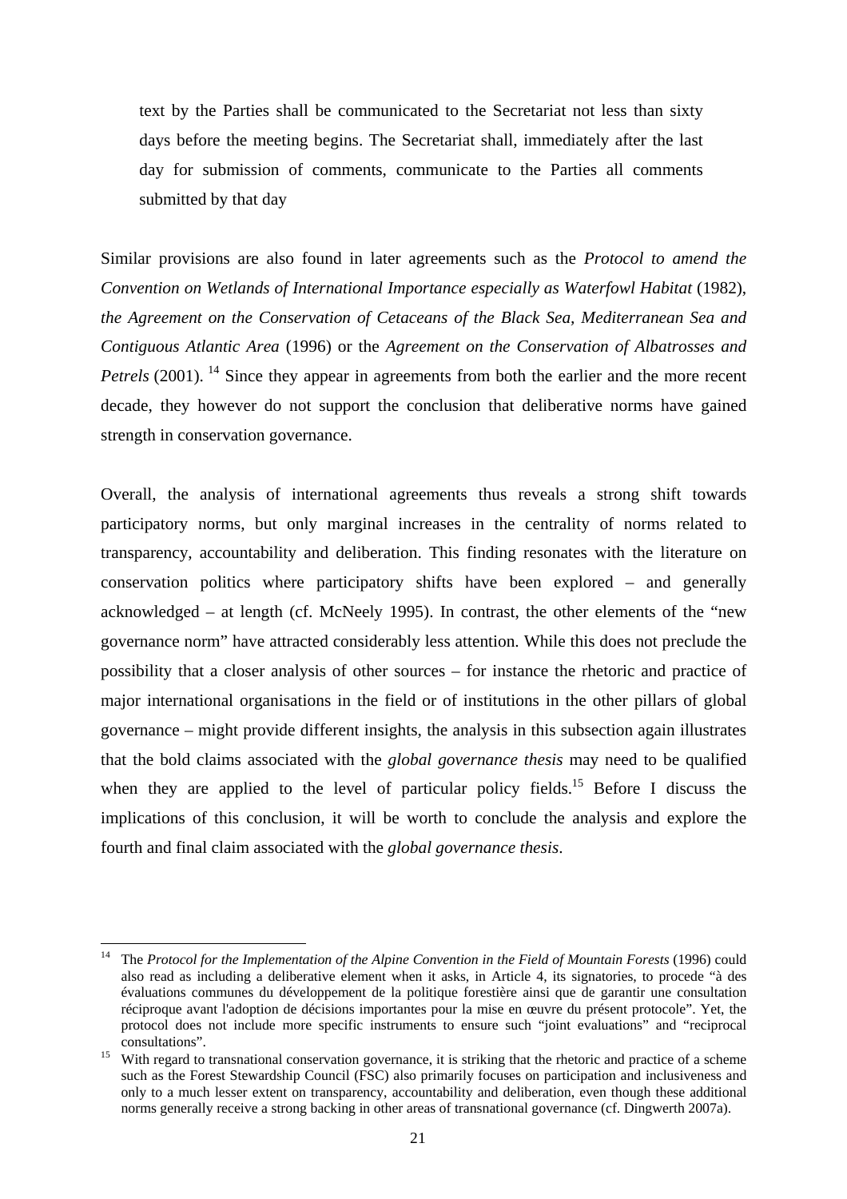> text by the Parties shall be communicated to the Secretariat not less than sixty days before the meeting begins. The Secretariat shall, immediately after the last day for submission of comments, communicate to the Parties all comments submitted by that day

Similar provisions are also found in later agreements such as the *Protocol to amend the Convention on Wetlands of International Importance especially as Waterfowl Habitat* (1982), *the Agreement on the Conservation of Cetaceans of the Black Sea, Mediterranean Sea and Contiguous Atlantic Area* (1996) or the *Agreement on the Conservation of Albatrosses and Petrels* (2001). [14] Since they appear in agreements from both the earlier and the more recent decade, they however do not support the conclusion that deliberative norms have gained strength in conservation governance.

Overall, the analysis of international agreements thus reveals a strong shift towards participatory norms, but only marginal increases in the centrality of norms related to transparency, accountability and deliberation. This finding resonates with the literature on conservation politics where participatory shifts have been explored – and generally acknowledged – at length (cf. McNeely 1995). In contrast, the other elements of the "new governance norm" have attracted considerably less attention. While this does not preclude the possibility that a closer analysis of other sources – for instance the rhetoric and practice of major international organisations in the field or of institutions in the other pillars of global governance – might provide different insights, the analysis in this subsection again illustrates that the bold claims associated with the *global governance thesis* may need to be qualified when they are applied to the level of particular policy fields.[15] Before I discuss the implications of this conclusion, it will be worth to conclude the analysis and explore the fourth and final claim associated with the *global governance thesis*.

---

[14] The *Protocol for the Implementation of the Alpine Convention in the Field of Mountain Forests* (1996) could also read as including a deliberative element when it asks, in Article 4, its signatories, to procede "à des évaluations communes du développement de la politique forestière ainsi que de garantir une consultation réciproque avant l'adoption de décisions importantes pour la mise en œuvre du présent protocole". Yet, the protocol does not include more specific instruments to ensure such "joint evaluations" and "reciprocal consultations".

[15] With regard to transnational conservation governance, it is striking that the rhetoric and practice of a scheme such as the Forest Stewardship Council (FSC) also primarily focuses on participation and inclusiveness and only to a much lesser extent on transparency, accountability and deliberation, even though these additional norms generally receive a strong backing in other areas of transnational governance (cf. Dingwerth 2007a).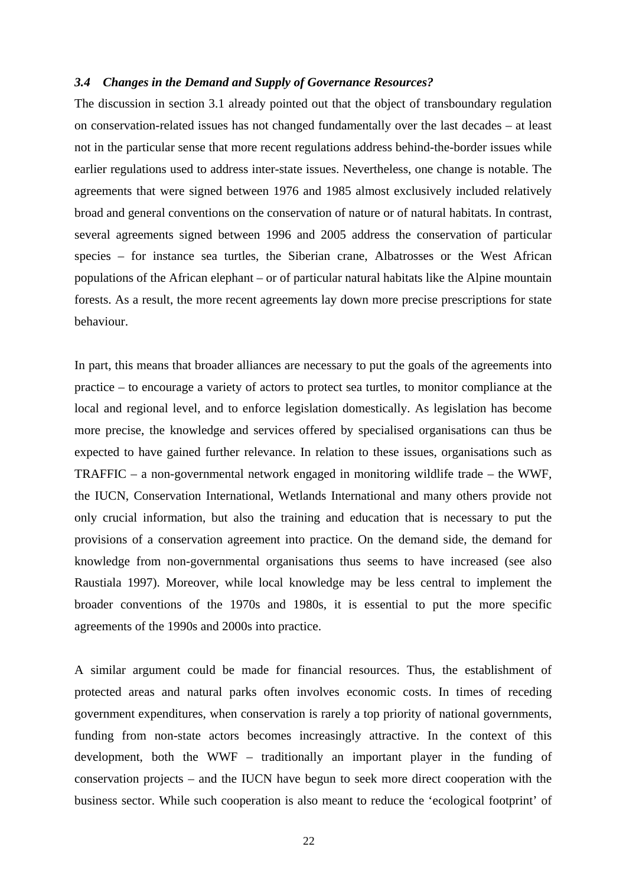### *3.4 Changes in the Demand and Supply of Governance Resources?*

The discussion in section 3.1 already pointed out that the object of transboundary regulation on conservation-related issues has not changed fundamentally over the last decades – at least not in the particular sense that more recent regulations address behind-the-border issues while earlier regulations used to address inter-state issues. Nevertheless, one change is notable. The agreements that were signed between 1976 and 1985 almost exclusively included relatively broad and general conventions on the conservation of nature or of natural habitats. In contrast, several agreements signed between 1996 and 2005 address the conservation of particular species – for instance sea turtles, the Siberian crane, Albatrosses or the West African populations of the African elephant – or of particular natural habitats like the Alpine mountain forests. As a result, the more recent agreements lay down more precise prescriptions for state behaviour.

In part, this means that broader alliances are necessary to put the goals of the agreements into practice – to encourage a variety of actors to protect sea turtles, to monitor compliance at the local and regional level, and to enforce legislation domestically. As legislation has become more precise, the knowledge and services offered by specialised organisations can thus be expected to have gained further relevance. In relation to these issues, organisations such as TRAFFIC – a non-governmental network engaged in monitoring wildlife trade – the WWF, the IUCN, Conservation International, Wetlands International and many others provide not only crucial information, but also the training and education that is necessary to put the provisions of a conservation agreement into practice. On the demand side, the demand for knowledge from non-governmental organisations thus seems to have increased (see also Raustiala 1997). Moreover, while local knowledge may be less central to implement the broader conventions of the 1970s and 1980s, it is essential to put the more specific agreements of the 1990s and 2000s into practice.

A similar argument could be made for financial resources. Thus, the establishment of protected areas and natural parks often involves economic costs. In times of receding government expenditures, when conservation is rarely a top priority of national governments, funding from non-state actors becomes increasingly attractive. In the context of this development, both the WWF – traditionally an important player in the funding of conservation projects – and the IUCN have begun to seek more direct cooperation with the business sector. While such cooperation is also meant to reduce the 'ecological footprint' of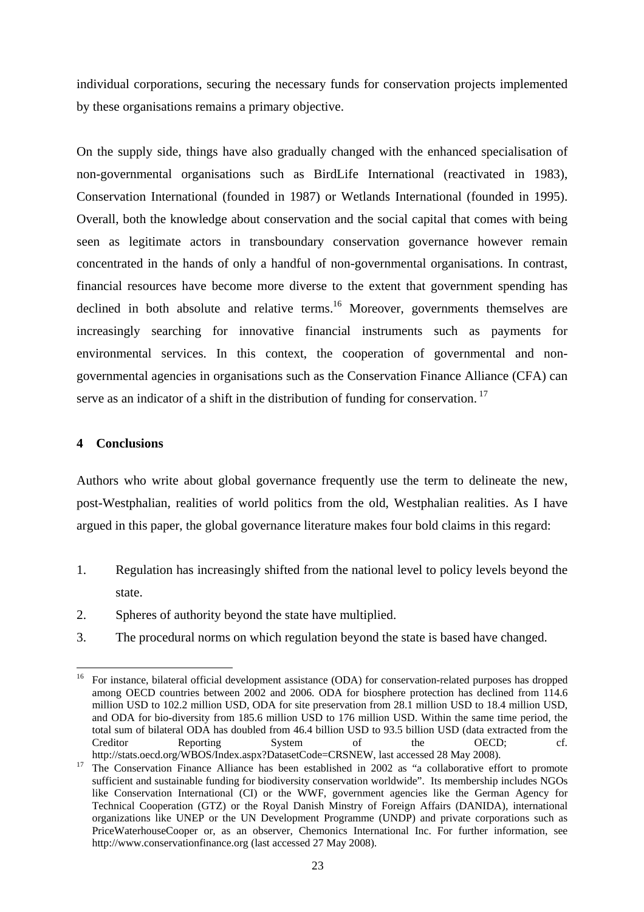individual corporations, securing the necessary funds for conservation projects implemented by these organisations remains a primary objective.

On the supply side, things have also gradually changed with the enhanced specialisation of non-governmental organisations such as BirdLife International (reactivated in 1983), Conservation International (founded in 1987) or Wetlands International (founded in 1995). Overall, both the knowledge about conservation and the social capital that comes with being seen as legitimate actors in transboundary conservation governance however remain concentrated in the hands of only a handful of non-governmental organisations. In contrast, financial resources have become more diverse to the extent that government spending has declined in both absolute and relative terms.[16] Moreover, governments themselves are increasingly searching for innovative financial instruments such as payments for environmental services. In this context, the cooperation of governmental and non-governmental agencies in organisations such as the Conservation Finance Alliance (CFA) can serve as an indicator of a shift in the distribution of funding for conservation. [17]

## 4 Conclusions

Authors who write about global governance frequently use the term to delineate the new, post-Westphalian, realities of world politics from the old, Westphalian realities. As I have argued in this paper, the global governance literature makes four bold claims in this regard:

1. Regulation has increasingly shifted from the national level to policy levels beyond the state.
2. Spheres of authority beyond the state have multiplied.
3. The procedural norms on which regulation beyond the state is based have changed.

---

[16] For instance, bilateral official development assistance (ODA) for conservation-related purposes has dropped among OECD countries between 2002 and 2006. ODA for biosphere protection has declined from 114.6 million USD to 102.2 million USD, ODA for site preservation from 28.1 million USD to 18.4 million USD, and ODA for bio-diversity from 185.6 million USD to 176 million USD. Within the same time period, the total sum of bilateral ODA has doubled from 46.4 billion USD to 93.5 billion USD (data extracted from the Creditor Reporting System of the OECD; cf. http://stats.oecd.org/WBOS/Index.aspx?DatasetCode=CRSNEW, last accessed 28 May 2008).

[17] The Conservation Finance Alliance has been established in 2002 as "a collaborative effort to promote sufficient and sustainable funding for biodiversity conservation worldwide". Its membership includes NGOs like Conservation International (CI) or the WWF, government agencies like the German Agency for Technical Cooperation (GTZ) or the Royal Danish Minstry of Foreign Affairs (DANIDA), international organizations like UNEP or the UN Development Programme (UNDP) and private corporations such as PriceWaterhouseCooper or, as an observer, Chemonics International Inc. For further information, see http://www.conservationfinance.org (last accessed 27 May 2008).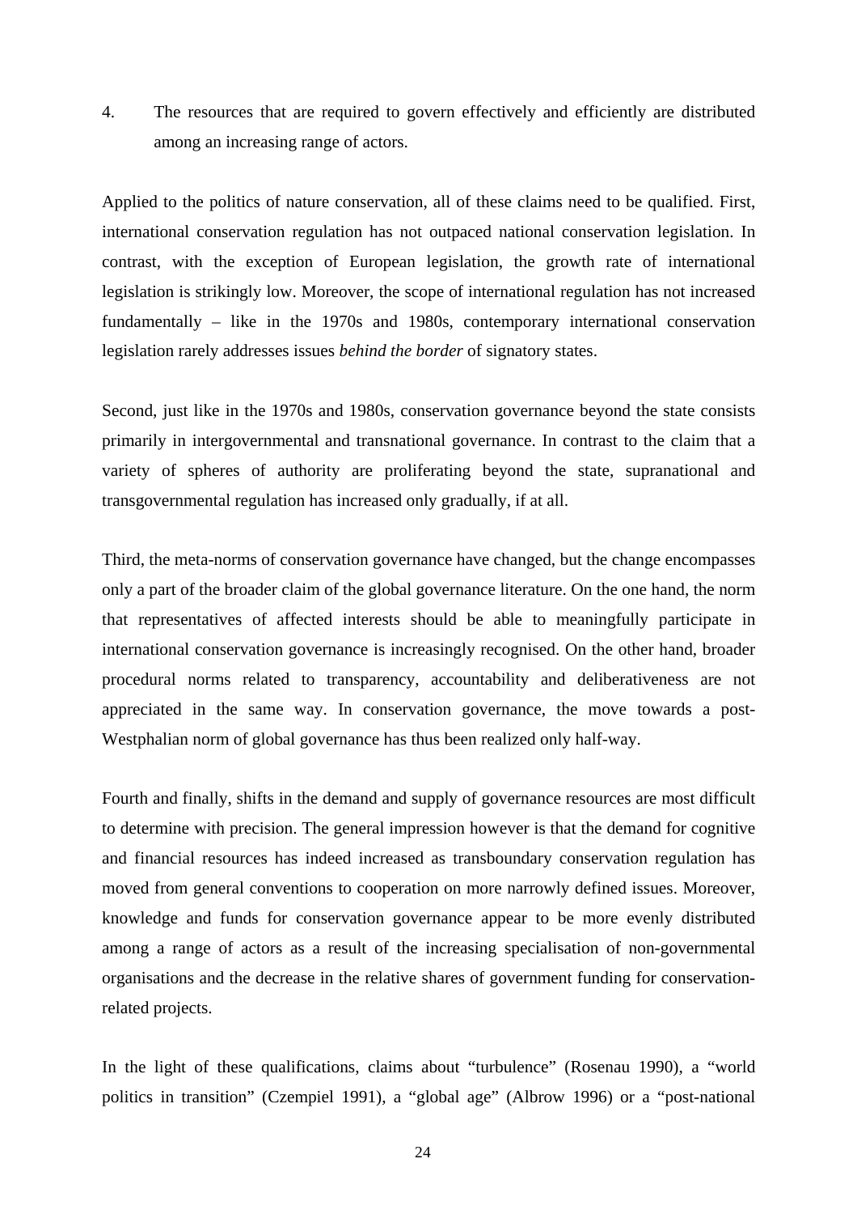4. The resources that are required to govern effectively and efficiently are distributed among an increasing range of actors.

Applied to the politics of nature conservation, all of these claims need to be qualified. First, international conservation regulation has not outpaced national conservation legislation. In contrast, with the exception of European legislation, the growth rate of international legislation is strikingly low. Moreover, the scope of international regulation has not increased fundamentally – like in the 1970s and 1980s, contemporary international conservation legislation rarely addresses issues *behind the border* of signatory states.

Second, just like in the 1970s and 1980s, conservation governance beyond the state consists primarily in intergovernmental and transnational governance. In contrast to the claim that a variety of spheres of authority are proliferating beyond the state, supranational and transgovernmental regulation has increased only gradually, if at all.

Third, the meta-norms of conservation governance have changed, but the change encompasses only a part of the broader claim of the global governance literature. On the one hand, the norm that representatives of affected interests should be able to meaningfully participate in international conservation governance is increasingly recognised. On the other hand, broader procedural norms related to transparency, accountability and deliberativeness are not appreciated in the same way. In conservation governance, the move towards a post-Westphalian norm of global governance has thus been realized only half-way.

Fourth and finally, shifts in the demand and supply of governance resources are most difficult to determine with precision. The general impression however is that the demand for cognitive and financial resources has indeed increased as transboundary conservation regulation has moved from general conventions to cooperation on more narrowly defined issues. Moreover, knowledge and funds for conservation governance appear to be more evenly distributed among a range of actors as a result of the increasing specialisation of non-governmental organisations and the decrease in the relative shares of government funding for conservation-related projects.

In the light of these qualifications, claims about "turbulence" (Rosenau 1990), a "world politics in transition" (Czempiel 1991), a "global age" (Albrow 1996) or a "post-national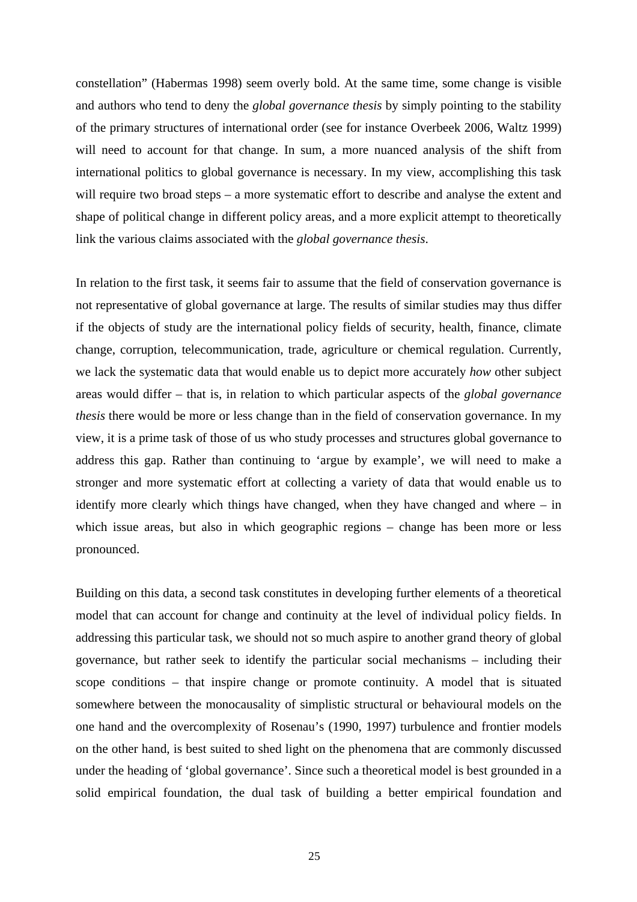constellation” (Habermas 1998) seem overly bold. At the same time, some change is visible and authors who tend to deny the *global governance thesis* by simply pointing to the stability of the primary structures of international order (see for instance Overbeek 2006, Waltz 1999) will need to account for that change. In sum, a more nuanced analysis of the shift from international politics to global governance is necessary. In my view, accomplishing this task will require two broad steps – a more systematic effort to describe and analyse the extent and shape of political change in different policy areas, and a more explicit attempt to theoretically link the various claims associated with the *global governance thesis*.

In relation to the first task, it seems fair to assume that the field of conservation governance is not representative of global governance at large. The results of similar studies may thus differ if the objects of study are the international policy fields of security, health, finance, climate change, corruption, telecommunication, trade, agriculture or chemical regulation. Currently, we lack the systematic data that would enable us to depict more accurately *how* other subject areas would differ – that is, in relation to which particular aspects of the *global governance thesis* there would be more or less change than in the field of conservation governance. In my view, it is a prime task of those of us who study processes and structures global governance to address this gap. Rather than continuing to ‘argue by example’, we will need to make a stronger and more systematic effort at collecting a variety of data that would enable us to identify more clearly which things have changed, when they have changed and where – in which issue areas, but also in which geographic regions – change has been more or less pronounced.

Building on this data, a second task constitutes in developing further elements of a theoretical model that can account for change and continuity at the level of individual policy fields. In addressing this particular task, we should not so much aspire to another grand theory of global governance, but rather seek to identify the particular social mechanisms – including their scope conditions – that inspire change or promote continuity. A model that is situated somewhere between the monocausality of simplistic structural or behavioural models on the one hand and the overcomplexity of Rosenau’s (1990, 1997) turbulence and frontier models on the other hand, is best suited to shed light on the phenomena that are commonly discussed under the heading of ‘global governance’. Since such a theoretical model is best grounded in a solid empirical foundation, the dual task of building a better empirical foundation and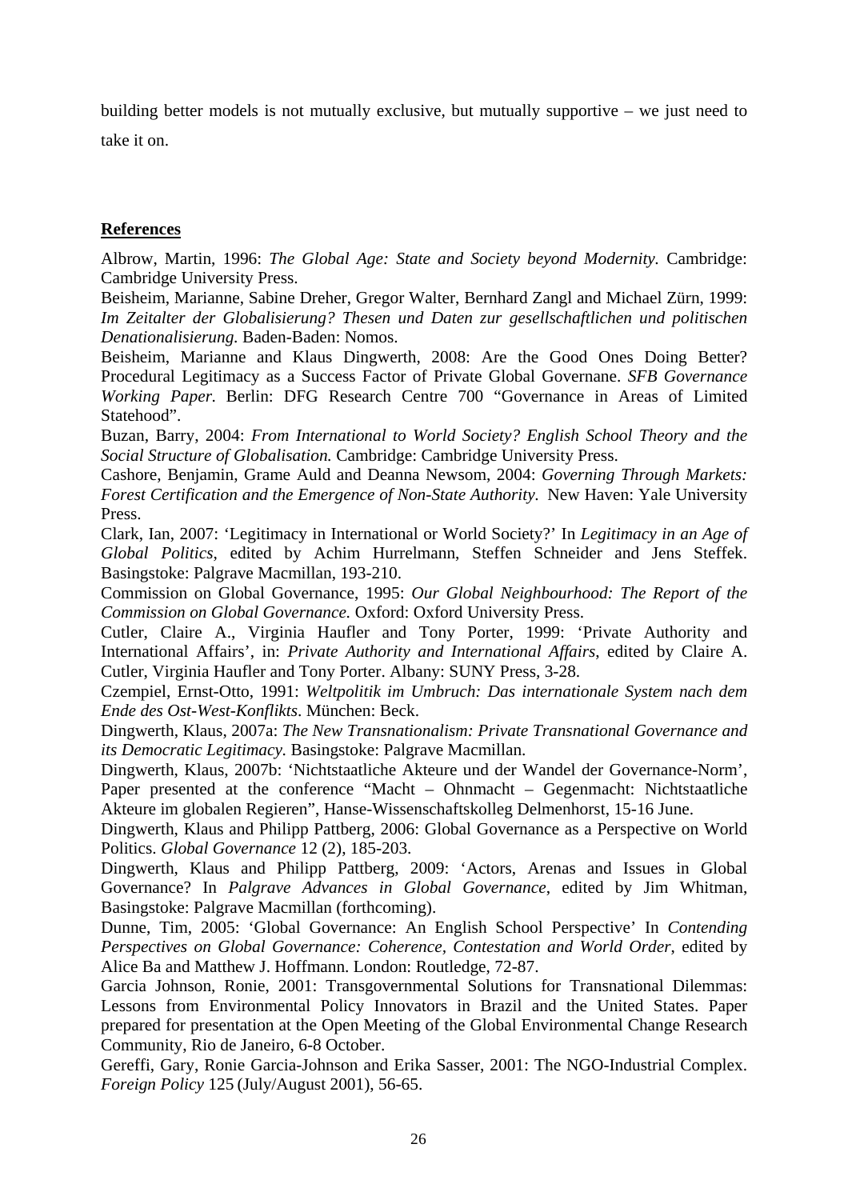building better models is not mutually exclusive, but mutually supportive – we just need to take it on.

## References

Albrow, Martin, 1996: *The Global Age: State and Society beyond Modernity.* Cambridge: Cambridge University Press.

Beisheim, Marianne, Sabine Dreher, Gregor Walter, Bernhard Zangl and Michael Zürn, 1999: *Im Zeitalter der Globalisierung? Thesen und Daten zur gesellschaftlichen und politischen Denationalisierung.* Baden-Baden: Nomos.

Beisheim, Marianne and Klaus Dingwerth, 2008: Are the Good Ones Doing Better? Procedural Legitimacy as a Success Factor of Private Global Governane. *SFB Governance Working Paper.* Berlin: DFG Research Centre 700 "Governance in Areas of Limited Statehood".

Buzan, Barry, 2004: *From International to World Society? English School Theory and the Social Structure of Globalisation.* Cambridge: Cambridge University Press.

Cashore, Benjamin, Grame Auld and Deanna Newsom, 2004: *Governing Through Markets: Forest Certification and the Emergence of Non-State Authority.* New Haven: Yale University Press.

Clark, Ian, 2007: 'Legitimacy in International or World Society?' In *Legitimacy in an Age of Global Politics*, edited by Achim Hurrelmann, Steffen Schneider and Jens Steffek. Basingstoke: Palgrave Macmillan, 193-210.

Commission on Global Governance, 1995: *Our Global Neighbourhood: The Report of the Commission on Global Governance.* Oxford: Oxford University Press.

Cutler, Claire A., Virginia Haufler and Tony Porter, 1999: 'Private Authority and International Affairs', in: *Private Authority and International Affairs*, edited by Claire A. Cutler, Virginia Haufler and Tony Porter. Albany: SUNY Press, 3-28.

Czempiel, Ernst-Otto, 1991: *Weltpolitik im Umbruch: Das internationale System nach dem Ende des Ost-West-Konflikts*. München: Beck.

Dingwerth, Klaus, 2007a: *The New Transnationalism: Private Transnational Governance and its Democratic Legitimacy.* Basingstoke: Palgrave Macmillan.

Dingwerth, Klaus, 2007b: 'Nichtstaatliche Akteure und der Wandel der Governance-Norm', Paper presented at the conference "Macht – Ohnmacht – Gegenmacht: Nichtstaatliche Akteure im globalen Regieren", Hanse-Wissenschaftskolleg Delmenhorst, 15-16 June.

Dingwerth, Klaus and Philipp Pattberg, 2006: Global Governance as a Perspective on World Politics. *Global Governance* 12 (2), 185-203.

Dingwerth, Klaus and Philipp Pattberg, 2009: 'Actors, Arenas and Issues in Global Governance? In *Palgrave Advances in Global Governance*, edited by Jim Whitman, Basingstoke: Palgrave Macmillan (forthcoming).

Dunne, Tim, 2005: 'Global Governance: An English School Perspective' In *Contending Perspectives on Global Governance: Coherence, Contestation and World Order*, edited by Alice Ba and Matthew J. Hoffmann. London: Routledge, 72-87.

Garcia Johnson, Ronie, 2001: Transgovernmental Solutions for Transnational Dilemmas: Lessons from Environmental Policy Innovators in Brazil and the United States. Paper prepared for presentation at the Open Meeting of the Global Environmental Change Research Community, Rio de Janeiro, 6-8 October.

Gereffi, Gary, Ronie Garcia-Johnson and Erika Sasser, 2001: The NGO-Industrial Complex. *Foreign Policy* 125 (July/August 2001), 56-65.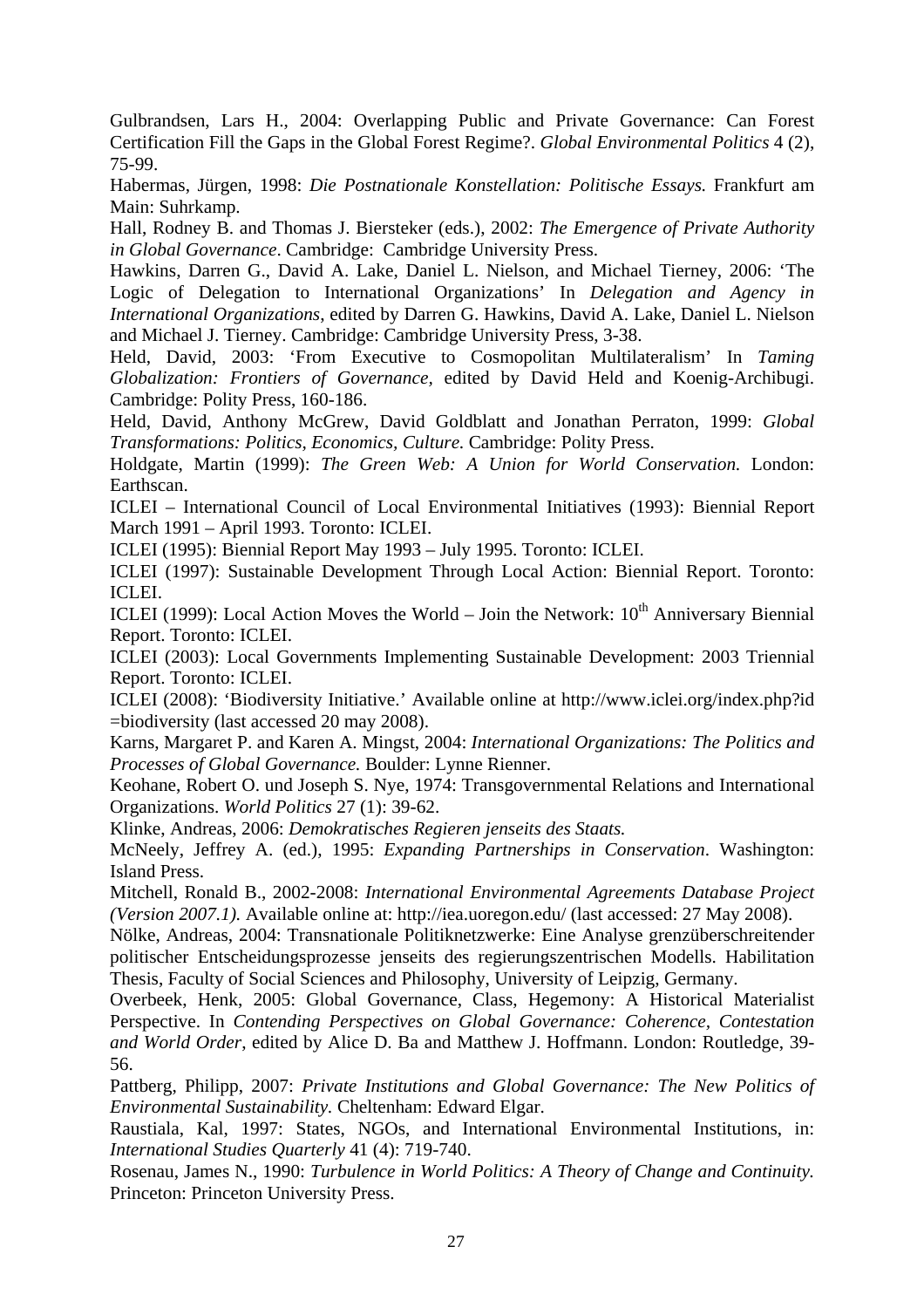Gulbrandsen, Lars H., 2004: Overlapping Public and Private Governance: Can Forest Certification Fill the Gaps in the Global Forest Regime?. *Global Environmental Politics* 4 (2), 75-99.

Habermas, Jürgen, 1998: *Die Postnationale Konstellation: Politische Essays.* Frankfurt am Main: Suhrkamp.

Hall, Rodney B. and Thomas J. Biersteker (eds.), 2002: *The Emergence of Private Authority in Global Governance*. Cambridge: Cambridge University Press.

Hawkins, Darren G., David A. Lake, Daniel L. Nielson, and Michael Tierney, 2006: 'The Logic of Delegation to International Organizations' In *Delegation and Agency in International Organizations*, edited by Darren G. Hawkins, David A. Lake, Daniel L. Nielson and Michael J. Tierney. Cambridge: Cambridge University Press, 3-38.

Held, David, 2003: 'From Executive to Cosmopolitan Multilateralism' In *Taming Globalization: Frontiers of Governance,* edited by David Held and Koenig-Archibugi. Cambridge: Polity Press, 160-186.

Held, David, Anthony McGrew, David Goldblatt and Jonathan Perraton, 1999: *Global Transformations: Politics, Economics, Culture.* Cambridge: Polity Press.

Holdgate, Martin (1999): *The Green Web: A Union for World Conservation.* London: Earthscan.

ICLEI – International Council of Local Environmental Initiatives (1993): Biennial Report March 1991 – April 1993. Toronto: ICLEI.

ICLEI (1995): Biennial Report May 1993 – July 1995. Toronto: ICLEI.

ICLEI (1997): Sustainable Development Through Local Action: Biennial Report. Toronto: ICLEI.

ICLEI (1999): Local Action Moves the World – Join the Network: 10th Anniversary Biennial Report. Toronto: ICLEI.

ICLEI (2003): Local Governments Implementing Sustainable Development: 2003 Triennial Report. Toronto: ICLEI.

ICLEI (2008): 'Biodiversity Initiative.' Available online at http://www.iclei.org/index.php?id =biodiversity (last accessed 20 may 2008).

Karns, Margaret P. and Karen A. Mingst, 2004: *International Organizations: The Politics and Processes of Global Governance.* Boulder: Lynne Rienner.

Keohane, Robert O. und Joseph S. Nye, 1974: Transgovernmental Relations and International Organizations. *World Politics* 27 (1): 39-62.

Klinke, Andreas, 2006: *Demokratisches Regieren jenseits des Staats.*

McNeely, Jeffrey A. (ed.), 1995: *Expanding Partnerships in Conservation*. Washington: Island Press.

Mitchell, Ronald B., 2002-2008: *International Environmental Agreements Database Project (Version 2007.1).* Available online at: http://iea.uoregon.edu/ (last accessed: 27 May 2008).

Nölke, Andreas, 2004: Transnationale Politiknetzwerke: Eine Analyse grenzüberschreitender politischer Entscheidungsprozesse jenseits des regierungszentrischen Modells. Habilitation Thesis, Faculty of Social Sciences and Philosophy, University of Leipzig, Germany.

Overbeek, Henk, 2005: Global Governance, Class, Hegemony: A Historical Materialist Perspective. In *Contending Perspectives on Global Governance: Coherence, Contestation and World Order*, edited by Alice D. Ba and Matthew J. Hoffmann. London: Routledge, 39-56.

Pattberg, Philipp, 2007: *Private Institutions and Global Governance: The New Politics of Environmental Sustainability.* Cheltenham: Edward Elgar.

Raustiala, Kal, 1997: States, NGOs, and International Environmental Institutions, in: *International Studies Quarterly* 41 (4): 719-740.

Rosenau, James N., 1990: *Turbulence in World Politics: A Theory of Change and Continuity.* Princeton: Princeton University Press.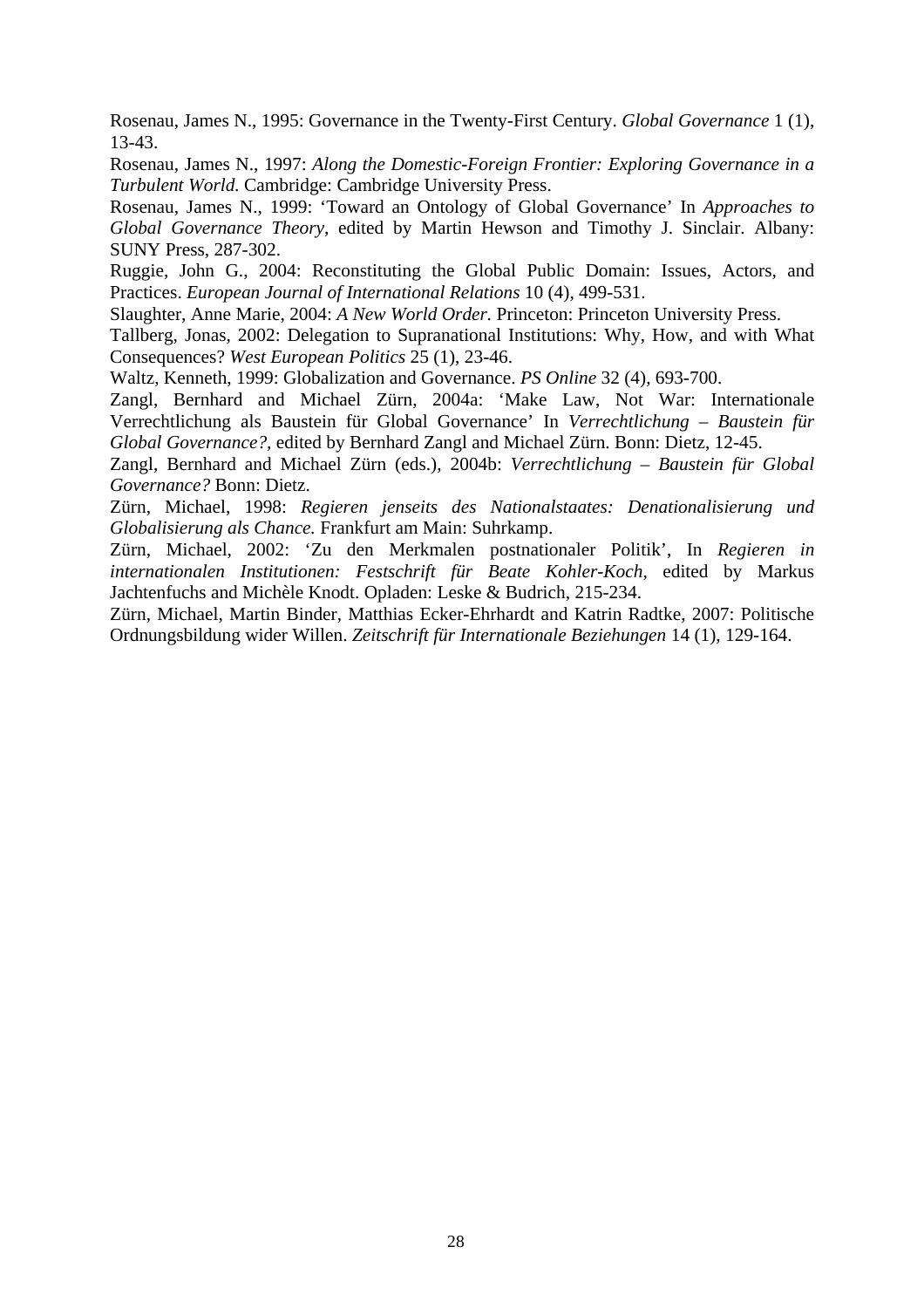Rosenau, James N., 1995: Governance in the Twenty-First Century. *Global Governance* 1 (1), 13-43.

Rosenau, James N., 1997: *Along the Domestic-Foreign Frontier: Exploring Governance in a Turbulent World.* Cambridge: Cambridge University Press.

Rosenau, James N., 1999: 'Toward an Ontology of Global Governance' In *Approaches to Global Governance Theory*, edited by Martin Hewson and Timothy J. Sinclair. Albany: SUNY Press, 287-302.

Ruggie, John G., 2004: Reconstituting the Global Public Domain: Issues, Actors, and Practices. *European Journal of International Relations* 10 (4), 499-531.

Slaughter, Anne Marie, 2004: *A New World Order.* Princeton: Princeton University Press.

Tallberg, Jonas, 2002: Delegation to Supranational Institutions: Why, How, and with What Consequences? *West European Politics* 25 (1), 23-46.

Waltz, Kenneth, 1999: Globalization and Governance. *PS Online* 32 (4), 693-700.

Zangl, Bernhard and Michael Zürn, 2004a: 'Make Law, Not War: Internationale Verrechtlichung als Baustein für Global Governance' In *Verrechtlichung – Baustein für Global Governance?*, edited by Bernhard Zangl and Michael Zürn. Bonn: Dietz, 12-45.

Zangl, Bernhard and Michael Zürn (eds.), 2004b: *Verrechtlichung – Baustein für Global Governance?* Bonn: Dietz.

Zürn, Michael, 1998: *Regieren jenseits des Nationalstaates: Denationalisierung und Globalisierung als Chance.* Frankfurt am Main: Suhrkamp.

Zürn, Michael, 2002: 'Zu den Merkmalen postnationaler Politik', In *Regieren in internationalen Institutionen: Festschrift für Beate Kohler-Koch*, edited by Markus Jachtenfuchs and Michèle Knodt. Opladen: Leske & Budrich, 215-234.

Zürn, Michael, Martin Binder, Matthias Ecker-Ehrhardt and Katrin Radtke, 2007: Politische Ordnungsbildung wider Willen. *Zeitschrift für Internationale Beziehungen* 14 (1), 129-164.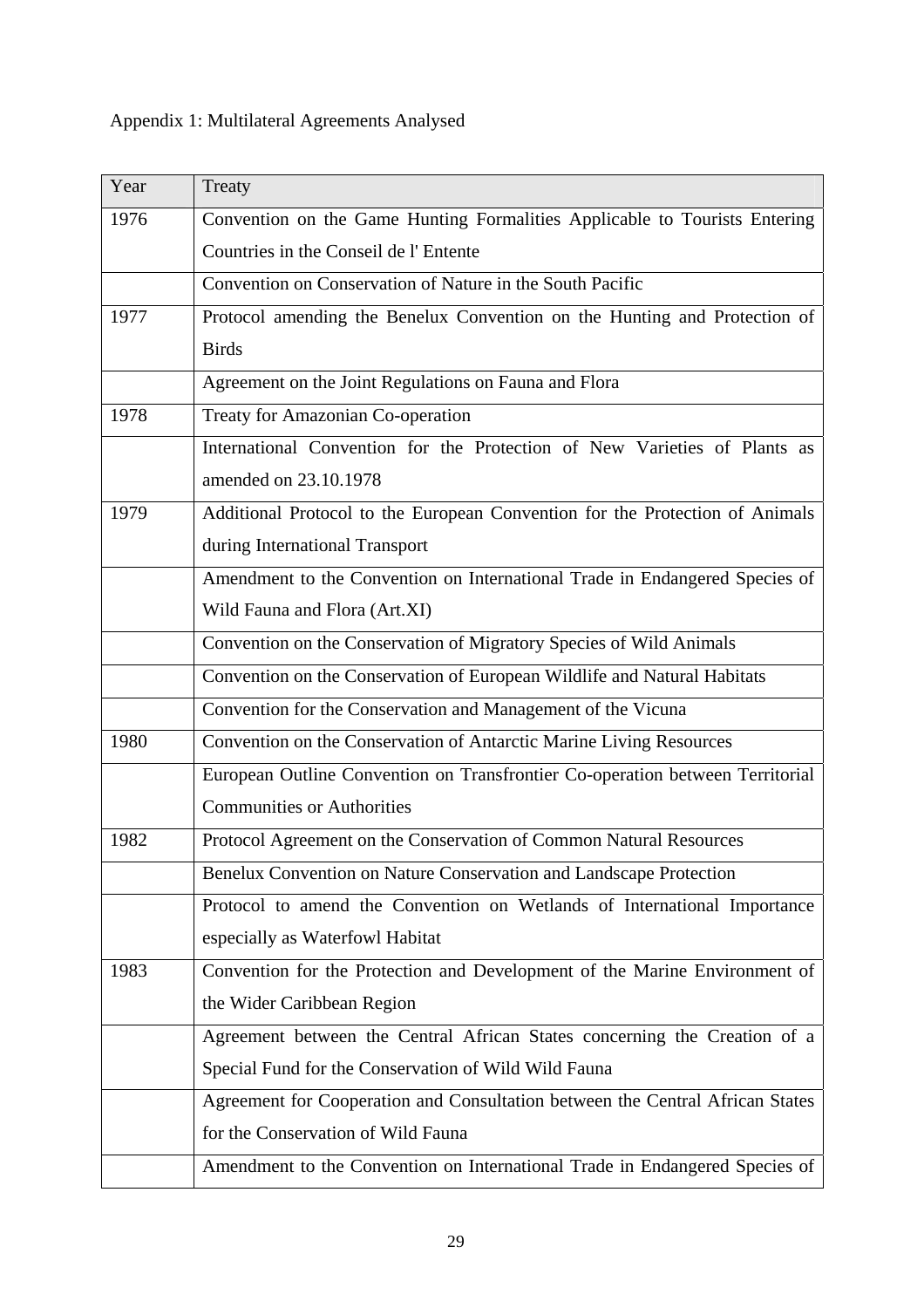Appendix 1: Multilateral Agreements Analysed

| Year | Treaty |
|---|---|
| 1976 | Convention on the Game Hunting Formalities Applicable to Tourists Entering Countries in the Conseil de l' Entente |
| | Convention on Conservation of Nature in the South Pacific |
| 1977 | Protocol amending the Benelux Convention on the Hunting and Protection of Birds |
| | Agreement on the Joint Regulations on Fauna and Flora |
| 1978 | Treaty for Amazonian Co-operation |
| | International Convention for the Protection of New Varieties of Plants as amended on 23.10.1978 |
| 1979 | Additional Protocol to the European Convention for the Protection of Animals during International Transport |
| | Amendment to the Convention on International Trade in Endangered Species of Wild Fauna and Flora (Art.XI) |
| | Convention on the Conservation of Migratory Species of Wild Animals |
| | Convention on the Conservation of European Wildlife and Natural Habitats |
| | Convention for the Conservation and Management of the Vicuna |
| 1980 | Convention on the Conservation of Antarctic Marine Living Resources |
| | European Outline Convention on Transfrontier Co-operation between Territorial Communities or Authorities |
| 1982 | Protocol Agreement on the Conservation of Common Natural Resources |
| | Benelux Convention on Nature Conservation and Landscape Protection |
| | Protocol to amend the Convention on Wetlands of International Importance especially as Waterfowl Habitat |
| 1983 | Convention for the Protection and Development of the Marine Environment of the Wider Caribbean Region |
| | Agreement between the Central African States concerning the Creation of a Special Fund for the Conservation of Wild Wild Fauna |
| | Agreement for Cooperation and Consultation between the Central African States for the Conservation of Wild Fauna |
| | Amendment to the Convention on International Trade in Endangered Species of |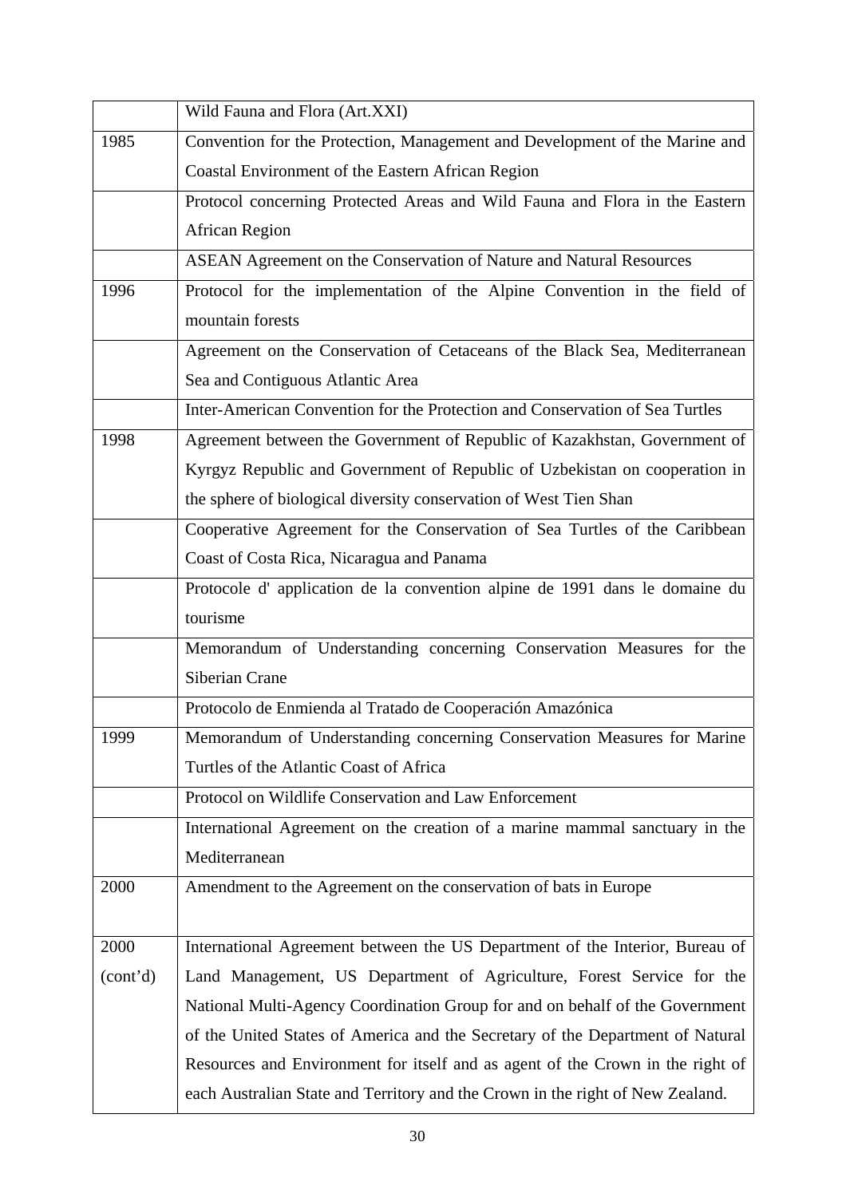| | |
|---|---|
| | Wild Fauna and Flora (Art.XXI) |
| 1985 | Convention for the Protection, Management and Development of the Marine and Coastal Environment of the Eastern African Region |
| | Protocol concerning Protected Areas and Wild Fauna and Flora in the Eastern African Region |
| | ASEAN Agreement on the Conservation of Nature and Natural Resources |
| 1996 | Protocol for the implementation of the Alpine Convention in the field of mountain forests |
| | Agreement on the Conservation of Cetaceans of the Black Sea, Mediterranean Sea and Contiguous Atlantic Area |
| | Inter-American Convention for the Protection and Conservation of Sea Turtles |
| 1998 | Agreement between the Government of Republic of Kazakhstan, Government of Kyrgyz Republic and Government of Republic of Uzbekistan on cooperation in the sphere of biological diversity conservation of West Tien Shan |
| | Cooperative Agreement for the Conservation of Sea Turtles of the Caribbean Coast of Costa Rica, Nicaragua and Panama |
| | Protocole d' application de la convention alpine de 1991 dans le domaine du tourisme |
| | Memorandum of Understanding concerning Conservation Measures for the Siberian Crane |
| | Protocolo de Enmienda al Tratado de Cooperación Amazónica |
| 1999 | Memorandum of Understanding concerning Conservation Measures for Marine Turtles of the Atlantic Coast of Africa |
| | Protocol on Wildlife Conservation and Law Enforcement |
| | International Agreement on the creation of a marine mammal sanctuary in the Mediterranean |
| 2000 | Amendment to the Agreement on the conservation of bats in Europe |
| 2000 (cont'd) | International Agreement between the US Department of the Interior, Bureau of Land Management, US Department of Agriculture, Forest Service for the National Multi-Agency Coordination Group for and on behalf of the Government of the United States of America and the Secretary of the Department of Natural Resources and Environment for itself and as agent of the Crown in the right of each Australian State and Territory and the Crown in the right of New Zealand. |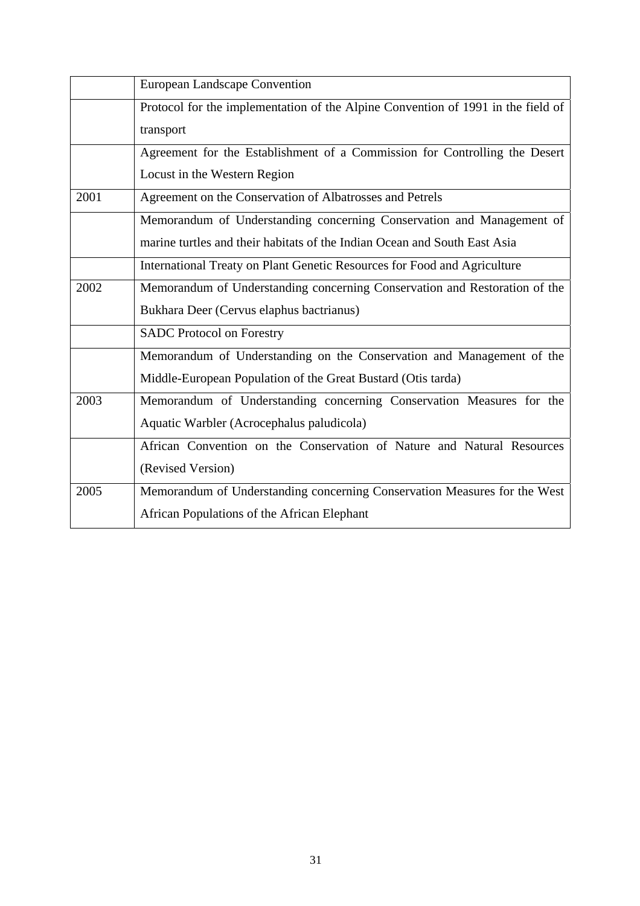| | |
|---|---|
| | European Landscape Convention |
| | Protocol for the implementation of the Alpine Convention of 1991 in the field of transport |
| | Agreement for the Establishment of a Commission for Controlling the Desert Locust in the Western Region |
| 2001 | Agreement on the Conservation of Albatrosses and Petrels |
| | Memorandum of Understanding concerning Conservation and Management of marine turtles and their habitats of the Indian Ocean and South East Asia |
| | International Treaty on Plant Genetic Resources for Food and Agriculture |
| 2002 | Memorandum of Understanding concerning Conservation and Restoration of the Bukhara Deer (Cervus elaphus bactrianus) |
| | SADC Protocol on Forestry |
| | Memorandum of Understanding on the Conservation and Management of the Middle-European Population of the Great Bustard (Otis tarda) |
| 2003 | Memorandum of Understanding concerning Conservation Measures for the Aquatic Warbler (Acrocephalus paludicola) |
| | African Convention on the Conservation of Nature and Natural Resources (Revised Version) |
| 2005 | Memorandum of Understanding concerning Conservation Measures for the West African Populations of the African Elephant |